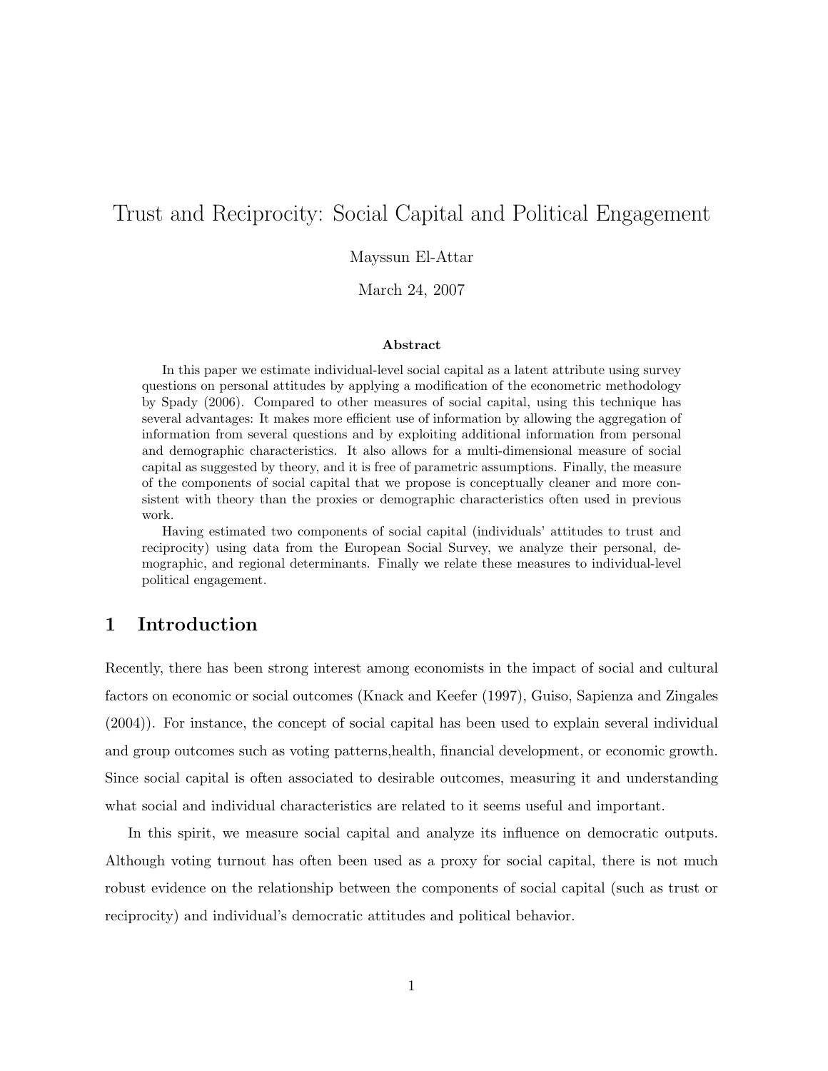# Trust and Reciprocity: Social Capital and Political Engagement

Mayssun El-Attar

March 24, 2007

**Abstract**

In this paper we estimate individual-level social capital as a latent attribute using survey questions on personal attitudes by applying a modification of the econometric methodology by Spady (2006). Compared to other measures of social capital, using this technique has several advantages: It makes more efficient use of information by allowing the aggregation of information from several questions and by exploiting additional information from personal and demographic characteristics. It also allows for a multi-dimensional measure of social capital as suggested by theory, and it is free of parametric assumptions. Finally, the measure of the components of social capital that we propose is conceptually cleaner and more consistent with theory than the proxies or demographic characteristics often used in previous work.

Having estimated two components of social capital (individuals' attitudes to trust and reciprocity) using data from the European Social Survey, we analyze their personal, demographic, and regional determinants. Finally we relate these measures to individual-level political engagement.

## 1 Introduction

Recently, there has been strong interest among economists in the impact of social and cultural factors on economic or social outcomes (Knack and Keefer (1997), Guiso, Sapienza and Zingales (2004)). For instance, the concept of social capital has been used to explain several individual and group outcomes such as voting patterns,health, financial development, or economic growth. Since social capital is often associated to desirable outcomes, measuring it and understanding what social and individual characteristics are related to it seems useful and important.

In this spirit, we measure social capital and analyze its influence on democratic outputs. Although voting turnout has often been used as a proxy for social capital, there is not much robust evidence on the relationship between the components of social capital (such as trust or reciprocity) and individual's democratic attitudes and political behavior.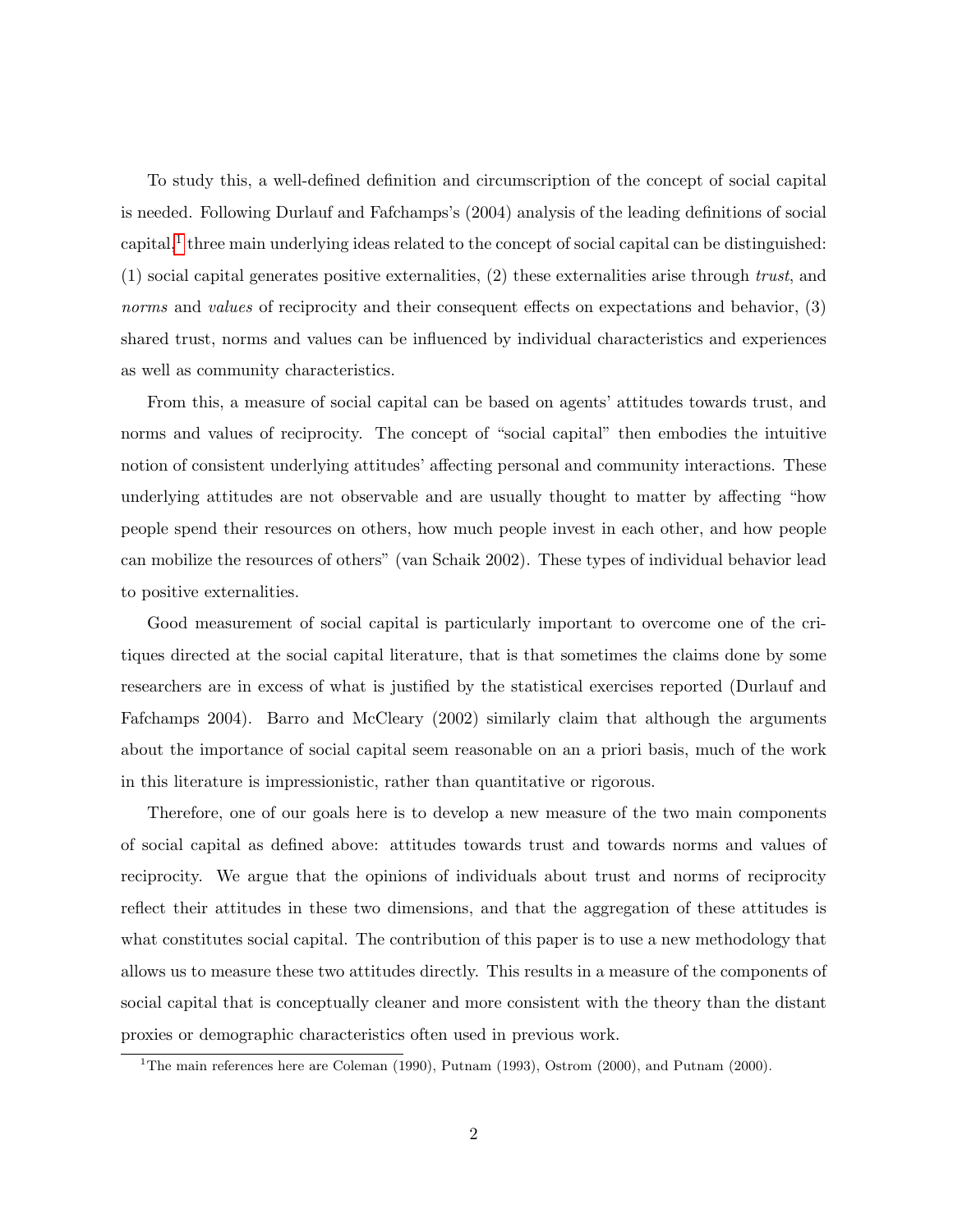To study this, a well-defined definition and circumscription of the concept of social capital is needed. Following Durlauf and Fafchamps's (2004) analysis of the leading definitions of social capital,[1] three main underlying ideas related to the concept of social capital can be distinguished: (1) social capital generates positive externalities, (2) these externalities arise through *trust*, and *norms* and *values* of reciprocity and their consequent effects on expectations and behavior, (3) shared trust, norms and values can be influenced by individual characteristics and experiences as well as community characteristics.

From this, a measure of social capital can be based on agents' attitudes towards trust, and norms and values of reciprocity. The concept of "social capital" then embodies the intuitive notion of consistent underlying attitudes' affecting personal and community interactions. These underlying attitudes are not observable and are usually thought to matter by affecting "how people spend their resources on others, how much people invest in each other, and how people can mobilize the resources of others" (van Schaik 2002). These types of individual behavior lead to positive externalities.

Good measurement of social capital is particularly important to overcome one of the critiques directed at the social capital literature, that is that sometimes the claims done by some researchers are in excess of what is justified by the statistical exercises reported (Durlauf and Fafchamps 2004). Barro and McCleary (2002) similarly claim that although the arguments about the importance of social capital seem reasonable on an a priori basis, much of the work in this literature is impressionistic, rather than quantitative or rigorous.

Therefore, one of our goals here is to develop a new measure of the two main components of social capital as defined above: attitudes towards trust and towards norms and values of reciprocity. We argue that the opinions of individuals about trust and norms of reciprocity reflect their attitudes in these two dimensions, and that the aggregation of these attitudes is what constitutes social capital. The contribution of this paper is to use a new methodology that allows us to measure these two attitudes directly. This results in a measure of the components of social capital that is conceptually cleaner and more consistent with the theory than the distant proxies or demographic characteristics often used in previous work.

[1] The main references here are Coleman (1990), Putnam (1993), Ostrom (2000), and Putnam (2000).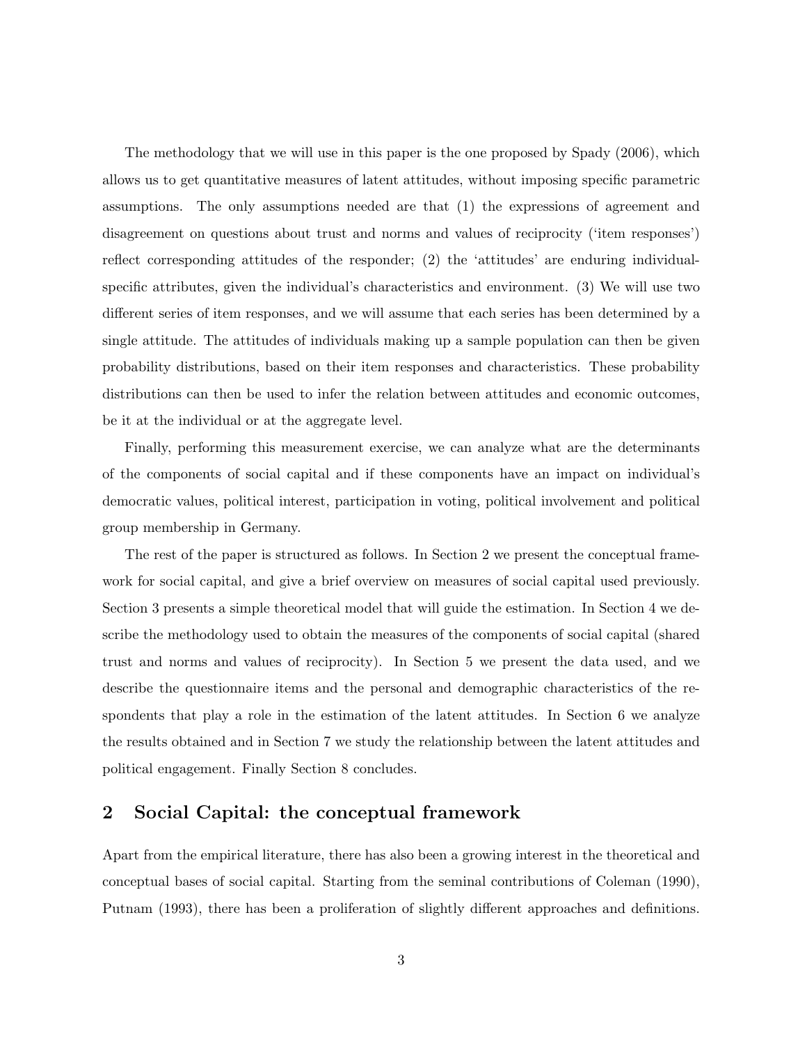The methodology that we will use in this paper is the one proposed by Spady (2006), which allows us to get quantitative measures of latent attitudes, without imposing specific parametric assumptions. The only assumptions needed are that (1) the expressions of agreement and disagreement on questions about trust and norms and values of reciprocity ('item responses') reflect corresponding attitudes of the responder; (2) the 'attitudes' are enduring individual-specific attributes, given the individual's characteristics and environment. (3) We will use two different series of item responses, and we will assume that each series has been determined by a single attitude. The attitudes of individuals making up a sample population can then be given probability distributions, based on their item responses and characteristics. These probability distributions can then be used to infer the relation between attitudes and economic outcomes, be it at the individual or at the aggregate level.

Finally, performing this measurement exercise, we can analyze what are the determinants of the components of social capital and if these components have an impact on individual's democratic values, political interest, participation in voting, political involvement and political group membership in Germany.

The rest of the paper is structured as follows. In Section 2 we present the conceptual framework for social capital, and give a brief overview on measures of social capital used previously. Section 3 presents a simple theoretical model that will guide the estimation. In Section 4 we describe the methodology used to obtain the measures of the components of social capital (shared trust and norms and values of reciprocity). In Section 5 we present the data used, and we describe the questionnaire items and the personal and demographic characteristics of the respondents that play a role in the estimation of the latent attitudes. In Section 6 we analyze the results obtained and in Section 7 we study the relationship between the latent attitudes and political engagement. Finally Section 8 concludes.

## 2 Social Capital: the conceptual framework

Apart from the empirical literature, there has also been a growing interest in the theoretical and conceptual bases of social capital. Starting from the seminal contributions of Coleman (1990), Putnam (1993), there has been a proliferation of slightly different approaches and definitions.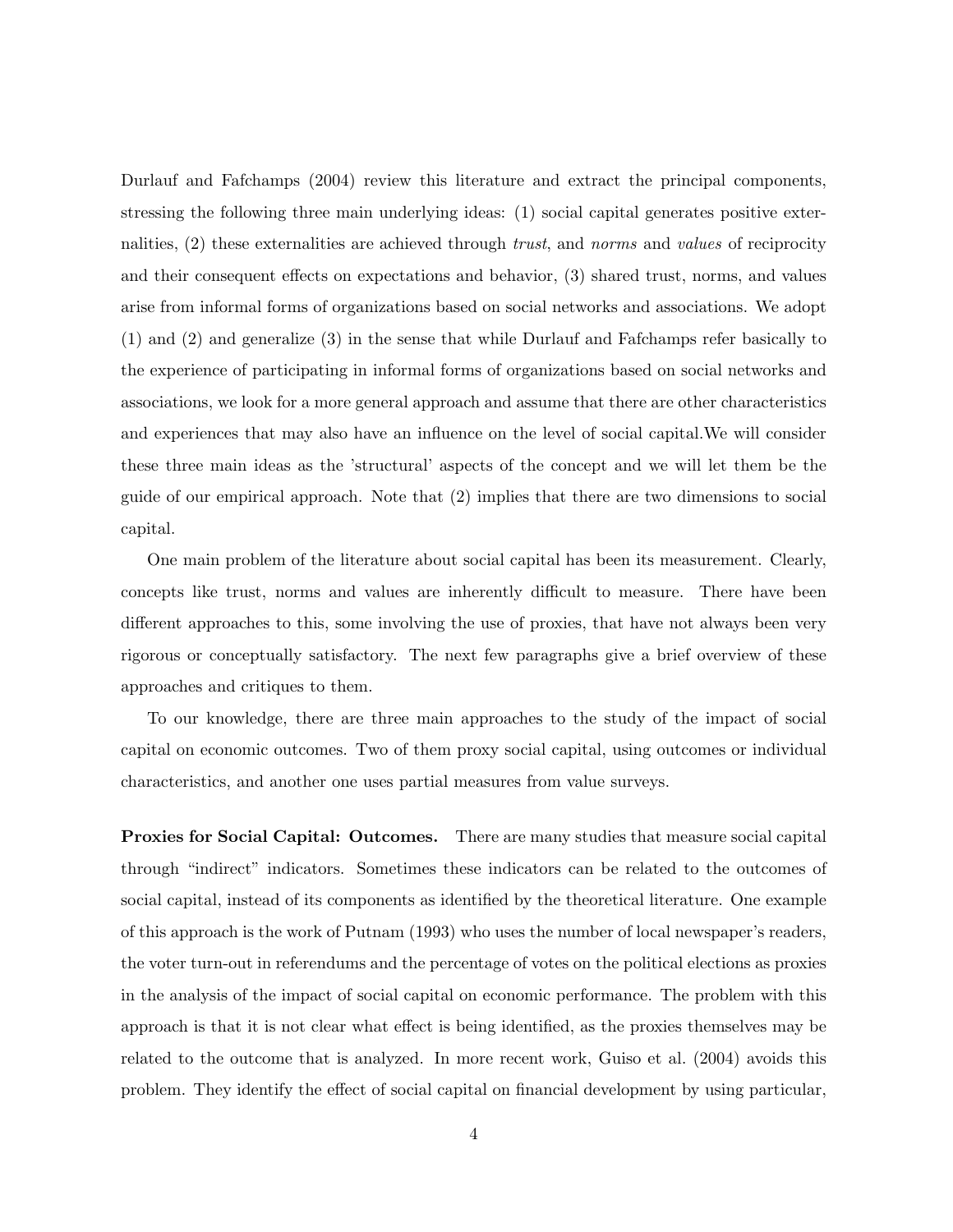Durlauf and Fafchamps (2004) review this literature and extract the principal components, stressing the following three main underlying ideas: (1) social capital generates positive externalities, (2) these externalities are achieved through *trust*, and *norms* and *values* of reciprocity and their consequent effects on expectations and behavior, (3) shared trust, norms, and values arise from informal forms of organizations based on social networks and associations. We adopt (1) and (2) and generalize (3) in the sense that while Durlauf and Fafchamps refer basically to the experience of participating in informal forms of organizations based on social networks and associations, we look for a more general approach and assume that there are other characteristics and experiences that may also have an influence on the level of social capital.We will consider these three main ideas as the 'structural' aspects of the concept and we will let them be the guide of our empirical approach. Note that (2) implies that there are two dimensions to social capital.

One main problem of the literature about social capital has been its measurement. Clearly, concepts like trust, norms and values are inherently difficult to measure. There have been different approaches to this, some involving the use of proxies, that have not always been very rigorous or conceptually satisfactory. The next few paragraphs give a brief overview of these approaches and critiques to them.

To our knowledge, there are three main approaches to the study of the impact of social capital on economic outcomes. Two of them proxy social capital, using outcomes or individual characteristics, and another one uses partial measures from value surveys.

**Proxies for Social Capital: Outcomes.** There are many studies that measure social capital through "indirect" indicators. Sometimes these indicators can be related to the outcomes of social capital, instead of its components as identified by the theoretical literature. One example of this approach is the work of Putnam (1993) who uses the number of local newspaper's readers, the voter turn-out in referendums and the percentage of votes on the political elections as proxies in the analysis of the impact of social capital on economic performance. The problem with this approach is that it is not clear what effect is being identified, as the proxies themselves may be related to the outcome that is analyzed. In more recent work, Guiso et al. (2004) avoids this problem. They identify the effect of social capital on financial development by using particular,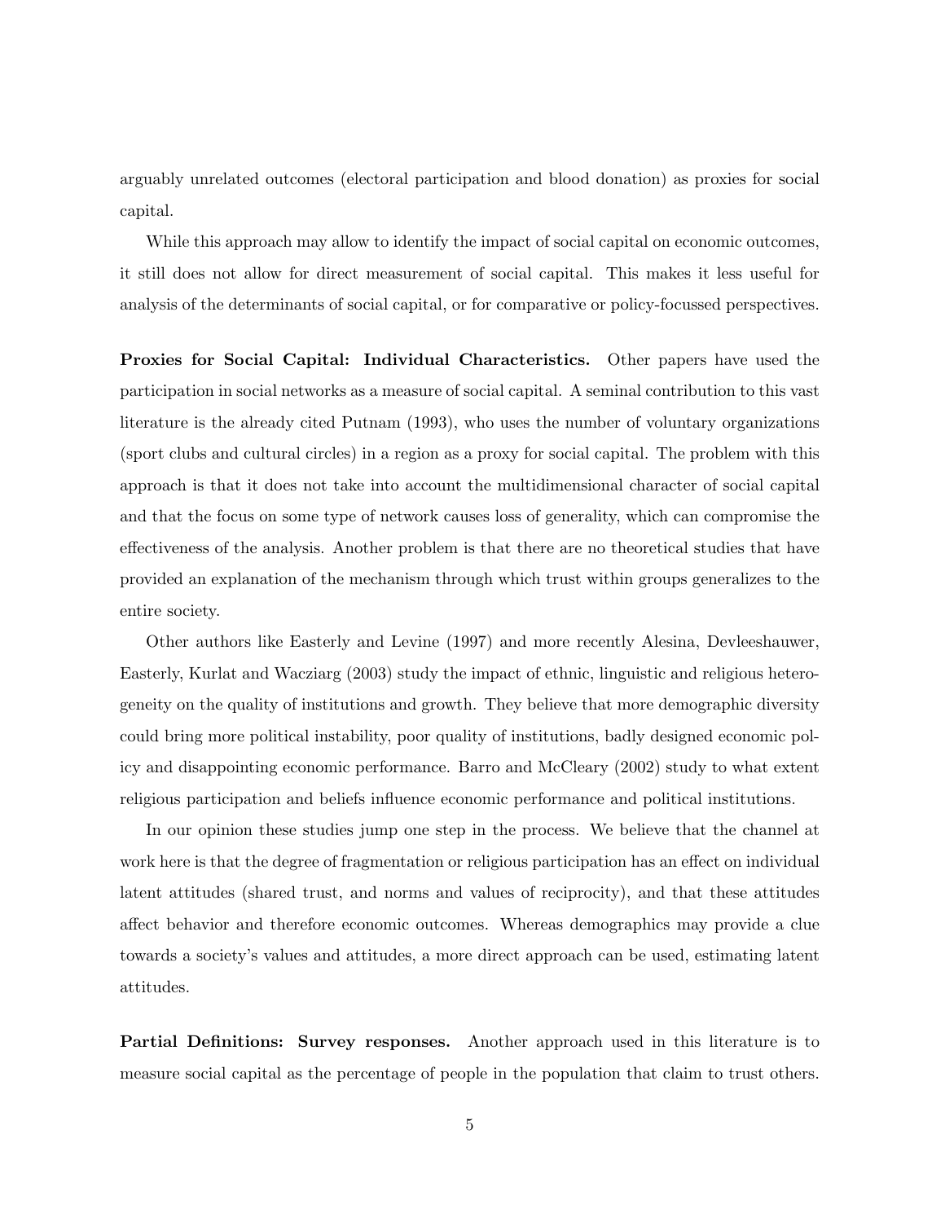arguably unrelated outcomes (electoral participation and blood donation) as proxies for social capital.

While this approach may allow to identify the impact of social capital on economic outcomes, it still does not allow for direct measurement of social capital. This makes it less useful for analysis of the determinants of social capital, or for comparative or policy-focussed perspectives.

**Proxies for Social Capital: Individual Characteristics.** Other papers have used the participation in social networks as a measure of social capital. A seminal contribution to this vast literature is the already cited Putnam (1993), who uses the number of voluntary organizations (sport clubs and cultural circles) in a region as a proxy for social capital. The problem with this approach is that it does not take into account the multidimensional character of social capital and that the focus on some type of network causes loss of generality, which can compromise the effectiveness of the analysis. Another problem is that there are no theoretical studies that have provided an explanation of the mechanism through which trust within groups generalizes to the entire society.

Other authors like Easterly and Levine (1997) and more recently Alesina, Devleeshauwer, Easterly, Kurlat and Wacziarg (2003) study the impact of ethnic, linguistic and religious heterogeneity on the quality of institutions and growth. They believe that more demographic diversity could bring more political instability, poor quality of institutions, badly designed economic policy and disappointing economic performance. Barro and McCleary (2002) study to what extent religious participation and beliefs influence economic performance and political institutions.

In our opinion these studies jump one step in the process. We believe that the channel at work here is that the degree of fragmentation or religious participation has an effect on individual latent attitudes (shared trust, and norms and values of reciprocity), and that these attitudes affect behavior and therefore economic outcomes. Whereas demographics may provide a clue towards a society's values and attitudes, a more direct approach can be used, estimating latent attitudes.

**Partial Definitions: Survey responses.** Another approach used in this literature is to measure social capital as the percentage of people in the population that claim to trust others.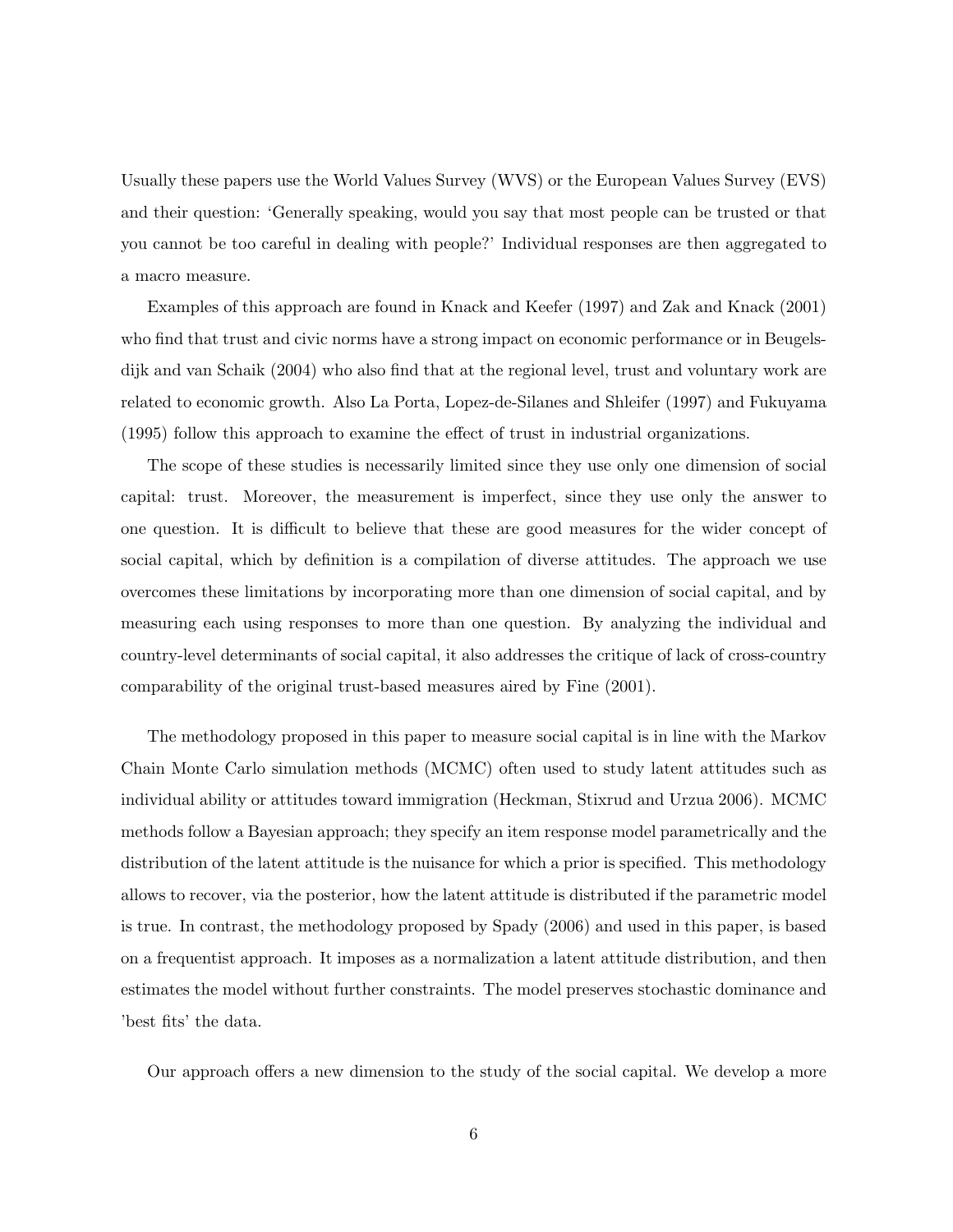Usually these papers use the World Values Survey (WVS) or the European Values Survey (EVS) and their question: 'Generally speaking, would you say that most people can be trusted or that you cannot be too careful in dealing with people?' Individual responses are then aggregated to a macro measure.

Examples of this approach are found in Knack and Keefer (1997) and Zak and Knack (2001) who find that trust and civic norms have a strong impact on economic performance or in Beugelsdijk and van Schaik (2004) who also find that at the regional level, trust and voluntary work are related to economic growth. Also La Porta, Lopez-de-Silanes and Shleifer (1997) and Fukuyama (1995) follow this approach to examine the effect of trust in industrial organizations.

The scope of these studies is necessarily limited since they use only one dimension of social capital: trust. Moreover, the measurement is imperfect, since they use only the answer to one question. It is difficult to believe that these are good measures for the wider concept of social capital, which by definition is a compilation of diverse attitudes. The approach we use overcomes these limitations by incorporating more than one dimension of social capital, and by measuring each using responses to more than one question. By analyzing the individual and country-level determinants of social capital, it also addresses the critique of lack of cross-country comparability of the original trust-based measures aired by Fine (2001).

The methodology proposed in this paper to measure social capital is in line with the Markov Chain Monte Carlo simulation methods (MCMC) often used to study latent attitudes such as individual ability or attitudes toward immigration (Heckman, Stixrud and Urzua 2006). MCMC methods follow a Bayesian approach; they specify an item response model parametrically and the distribution of the latent attitude is the nuisance for which a prior is specified. This methodology allows to recover, via the posterior, how the latent attitude is distributed if the parametric model is true. In contrast, the methodology proposed by Spady (2006) and used in this paper, is based on a frequentist approach. It imposes as a normalization a latent attitude distribution, and then estimates the model without further constraints. The model preserves stochastic dominance and 'best fits' the data.

Our approach offers a new dimension to the study of the social capital. We develop a more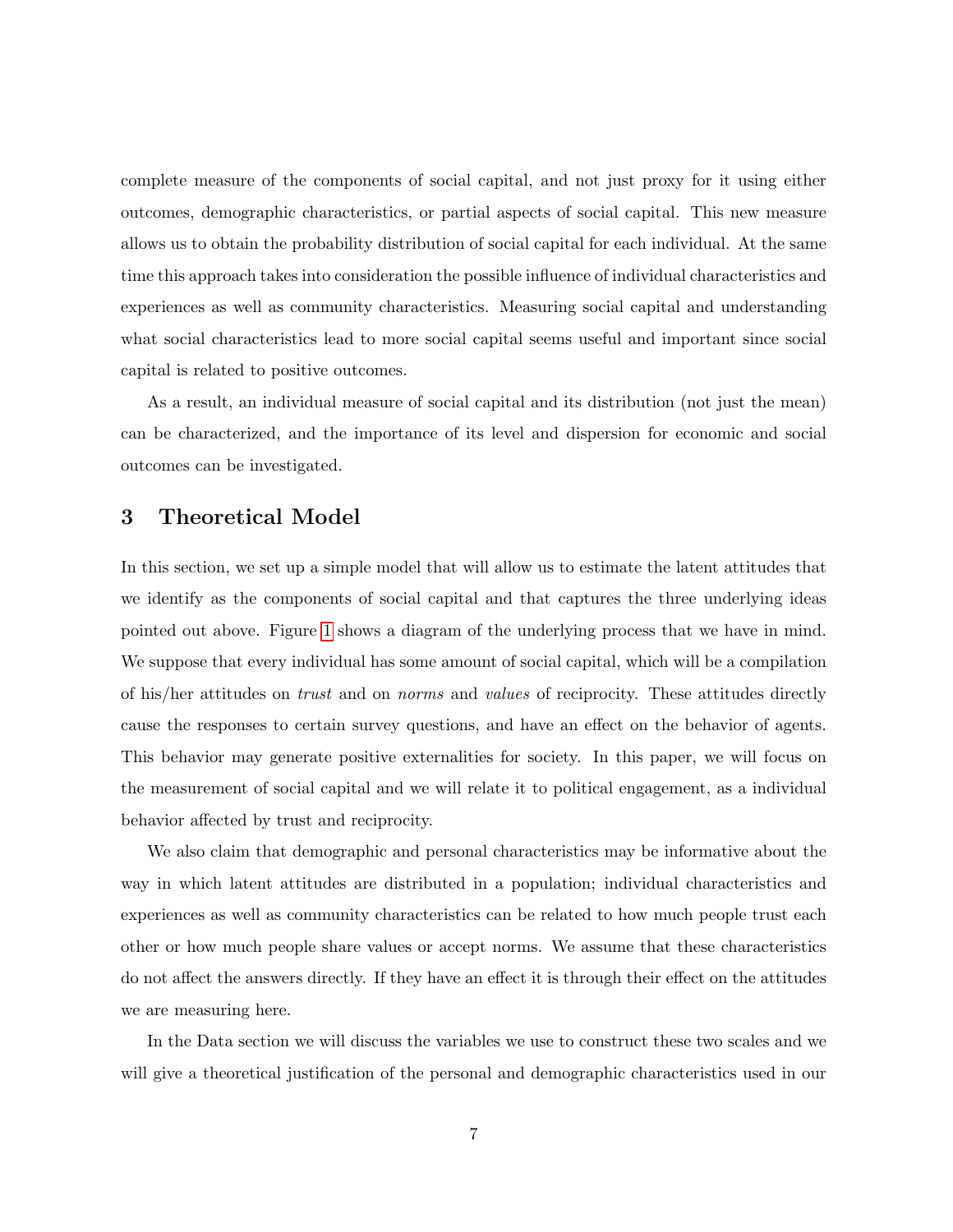complete measure of the components of social capital, and not just proxy for it using either outcomes, demographic characteristics, or partial aspects of social capital. This new measure allows us to obtain the probability distribution of social capital for each individual. At the same time this approach takes into consideration the possible influence of individual characteristics and experiences as well as community characteristics. Measuring social capital and understanding what social characteristics lead to more social capital seems useful and important since social capital is related to positive outcomes.

As a result, an individual measure of social capital and its distribution (not just the mean) can be characterized, and the importance of its level and dispersion for economic and social outcomes can be investigated.

## 3 Theoretical Model

In this section, we set up a simple model that will allow us to estimate the latent attitudes that we identify as the components of social capital and that captures the three underlying ideas pointed out above. Figure 1 shows a diagram of the underlying process that we have in mind. We suppose that every individual has some amount of social capital, which will be a compilation of his/her attitudes on *trust* and on *norms* and *values* of reciprocity. These attitudes directly cause the responses to certain survey questions, and have an effect on the behavior of agents. This behavior may generate positive externalities for society. In this paper, we will focus on the measurement of social capital and we will relate it to political engagement, as a individual behavior affected by trust and reciprocity.

We also claim that demographic and personal characteristics may be informative about the way in which latent attitudes are distributed in a population; individual characteristics and experiences as well as community characteristics can be related to how much people trust each other or how much people share values or accept norms. We assume that these characteristics do not affect the answers directly. If they have an effect it is through their effect on the attitudes we are measuring here.

In the Data section we will discuss the variables we use to construct these two scales and we will give a theoretical justification of the personal and demographic characteristics used in our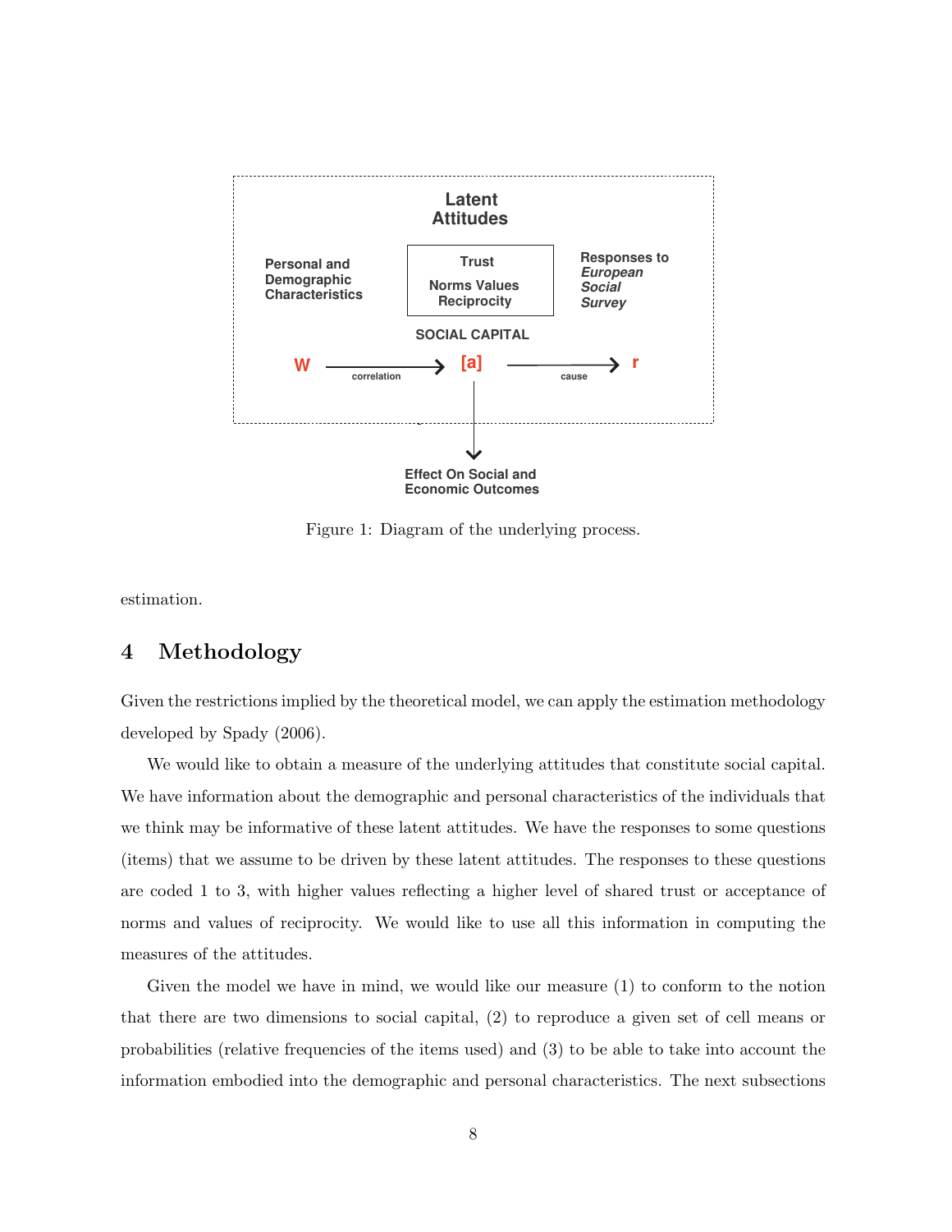Latent Attitudes

Personal and Demographic Characteristics

Trust

Norms Values Reciprocity

Responses to *European Social Survey*

SOCIAL CAPITAL

W —correlation→ [a] —cause→ r

Effect On Social and Economic Outcomes

Figure 1: Diagram of the underlying process.

estimation.

## 4 Methodology

Given the restrictions implied by the theoretical model, we can apply the estimation methodology developed by Spady (2006).

We would like to obtain a measure of the underlying attitudes that constitute social capital. We have information about the demographic and personal characteristics of the individuals that we think may be informative of these latent attitudes. We have the responses to some questions (items) that we assume to be driven by these latent attitudes. The responses to these questions are coded 1 to 3, with higher values reflecting a higher level of shared trust or acceptance of norms and values of reciprocity. We would like to use all this information in computing the measures of the attitudes.

Given the model we have in mind, we would like our measure (1) to conform to the notion that there are two dimensions to social capital, (2) to reproduce a given set of cell means or probabilities (relative frequencies of the items used) and (3) to be able to take into account the information embodied into the demographic and personal characteristics. The next subsections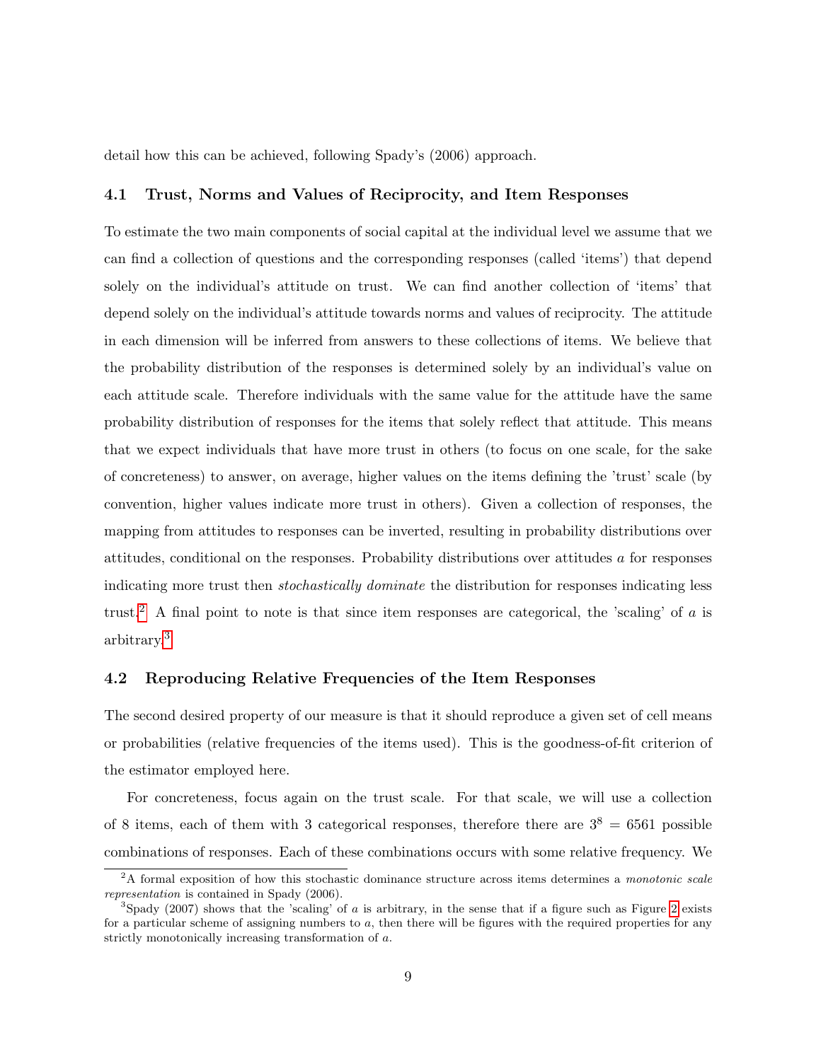detail how this can be achieved, following Spady's (2006) approach.

### 4.1 Trust, Norms and Values of Reciprocity, and Item Responses

To estimate the two main components of social capital at the individual level we assume that we can find a collection of questions and the corresponding responses (called 'items') that depend solely on the individual's attitude on trust. We can find another collection of 'items' that depend solely on the individual's attitude towards norms and values of reciprocity. The attitude in each dimension will be inferred from answers to these collections of items. We believe that the probability distribution of the responses is determined solely by an individual's value on each attitude scale. Therefore individuals with the same value for the attitude have the same probability distribution of responses for the items that solely reflect that attitude. This means that we expect individuals that have more trust in others (to focus on one scale, for the sake of concreteness) to answer, on average, higher values on the items defining the 'trust' scale (by convention, higher values indicate more trust in others). Given a collection of responses, the mapping from attitudes to responses can be inverted, resulting in probability distributions over attitudes, conditional on the responses. Probability distributions over attitudes $a$ for responses indicating more trust then *stochastically dominate* the distribution for responses indicating less trust.[2] A final point to note is that since item responses are categorical, the 'scaling' of $a$ is arbitrary.[3]

### 4.2 Reproducing Relative Frequencies of the Item Responses

The second desired property of our measure is that it should reproduce a given set of cell means or probabilities (relative frequencies of the items used). This is the goodness-of-fit criterion of the estimator employed here.

For concreteness, focus again on the trust scale. For that scale, we will use a collection of 8 items, each of them with 3 categorical responses, therefore there are $3^8 = 6561$ possible combinations of responses. Each of these combinations occurs with some relative frequency. We

[2] A formal exposition of how this stochastic dominance structure across items determines a *monotonic scale representation* is contained in Spady (2006).

[3] Spady (2007) shows that the 'scaling' of $a$ is arbitrary, in the sense that if a figure such as Figure 2 exists for a particular scheme of assigning numbers to $a$, then there will be figures with the required properties for any strictly monotonically increasing transformation of $a$.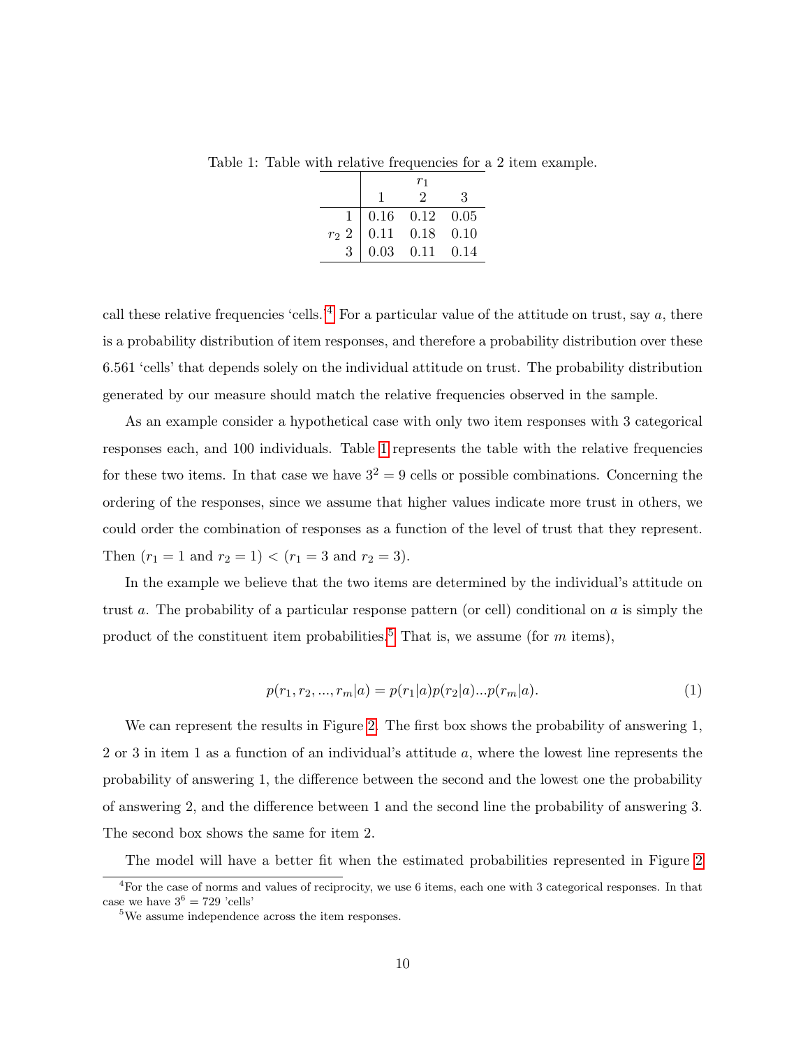Table 1: Table with relative frequencies for a 2 item example.

| | | $r_1$ | | |
|---|---|---|---|---|
| | | 1 | 2 | 3 |
| | 1 | 0.16 | 0.12 | 0.05 |
| $r_2$ | 2 | 0.11 | 0.18 | 0.10 |
| | 3 | 0.03 | 0.11 | 0.14 |

call these relative frequencies 'cells.'[4] For a particular value of the attitude on trust, say $a$, there is a probability distribution of item responses, and therefore a probability distribution over these 6.561 'cells' that depends solely on the individual attitude on trust. The probability distribution generated by our measure should match the relative frequencies observed in the sample.

As an example consider a hypothetical case with only two item responses with 3 categorical responses each, and 100 individuals. Table 1 represents the table with the relative frequencies for these two items. In that case we have $3^2 = 9$ cells or possible combinations. Concerning the ordering of the responses, since we assume that higher values indicate more trust in others, we could order the combination of responses as a function of the level of trust that they represent. Then ($r_1 = 1$ and $r_2 = 1$) < ($r_1 = 3$ and $r_2 = 3$).

In the example we believe that the two items are determined by the individual's attitude on trust $a$. The probability of a particular response pattern (or cell) conditional on $a$ is simply the product of the constituent item probabilities.[5] That is, we assume (for $m$ items),

$$p(r_1, r_2, ..., r_m|a) = p(r_1|a)p(r_2|a)...p(r_m|a). \tag{1}$$

We can represent the results in Figure 2. The first box shows the probability of answering 1, 2 or 3 in item 1 as a function of an individual's attitude $a$, where the lowest line represents the probability of answering 1, the difference between the second and the lowest one the probability of answering 2, and the difference between 1 and the second line the probability of answering 3. The second box shows the same for item 2.

The model will have a better fit when the estimated probabilities represented in Figure 2

[4] For the case of norms and values of reciprocity, we use 6 items, each one with 3 categorical responses. In that case we have $3^6 = 729$ 'cells'

[5] We assume independence across the item responses.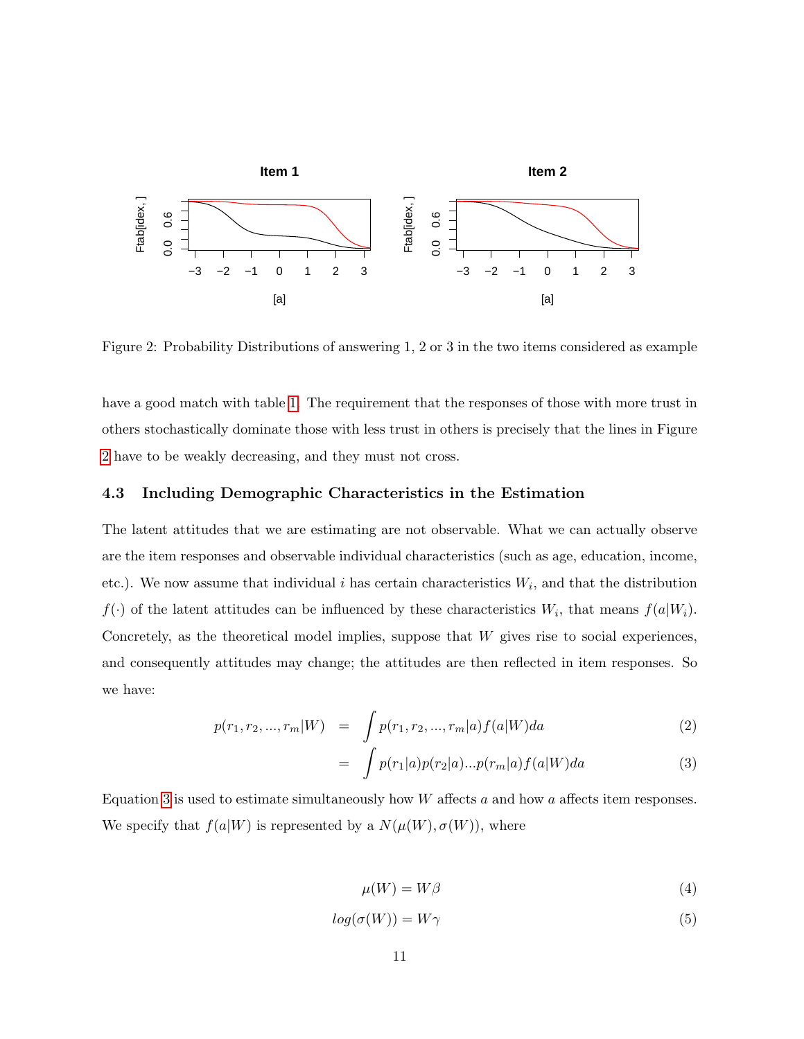Figure 2: Probability Distributions of answering 1, 2 or 3 in the two items considered as example

have a good match with table 1. The requirement that the responses of those with more trust in others stochastically dominate those with less trust in others is precisely that the lines in Figure 2 have to be weakly decreasing, and they must not cross.

### 4.3 Including Demographic Characteristics in the Estimation

The latent attitudes that we are estimating are not observable. What we can actually observe are the item responses and observable individual characteristics (such as age, education, income, etc.). We now assume that individual $i$ has certain characteristics $W_i$, and that the distribution $f(\cdot)$ of the latent attitudes can be influenced by these characteristics $W_i$, that means $f(a|W_i)$. Concretely, as the theoretical model implies, suppose that $W$ gives rise to social experiences, and consequently attitudes may change; the attitudes are then reflected in item responses. So we have:

$$p(r_1, r_2, ..., r_m|W) = \int p(r_1, r_2, ..., r_m|a)f(a|W)da \tag{2}$$

$$= \int p(r_1|a)p(r_2|a)...p(r_m|a)f(a|W)da \tag{3}$$

Equation 3 is used to estimate simultaneously how $W$ affects $a$ and how $a$ affects item responses. We specify that $f(a|W)$ is represented by a $N(\mu(W), \sigma(W))$, where

$$\mu(W) = W\beta \tag{4}$$

$$log(\sigma(W)) = W\gamma \tag{5}$$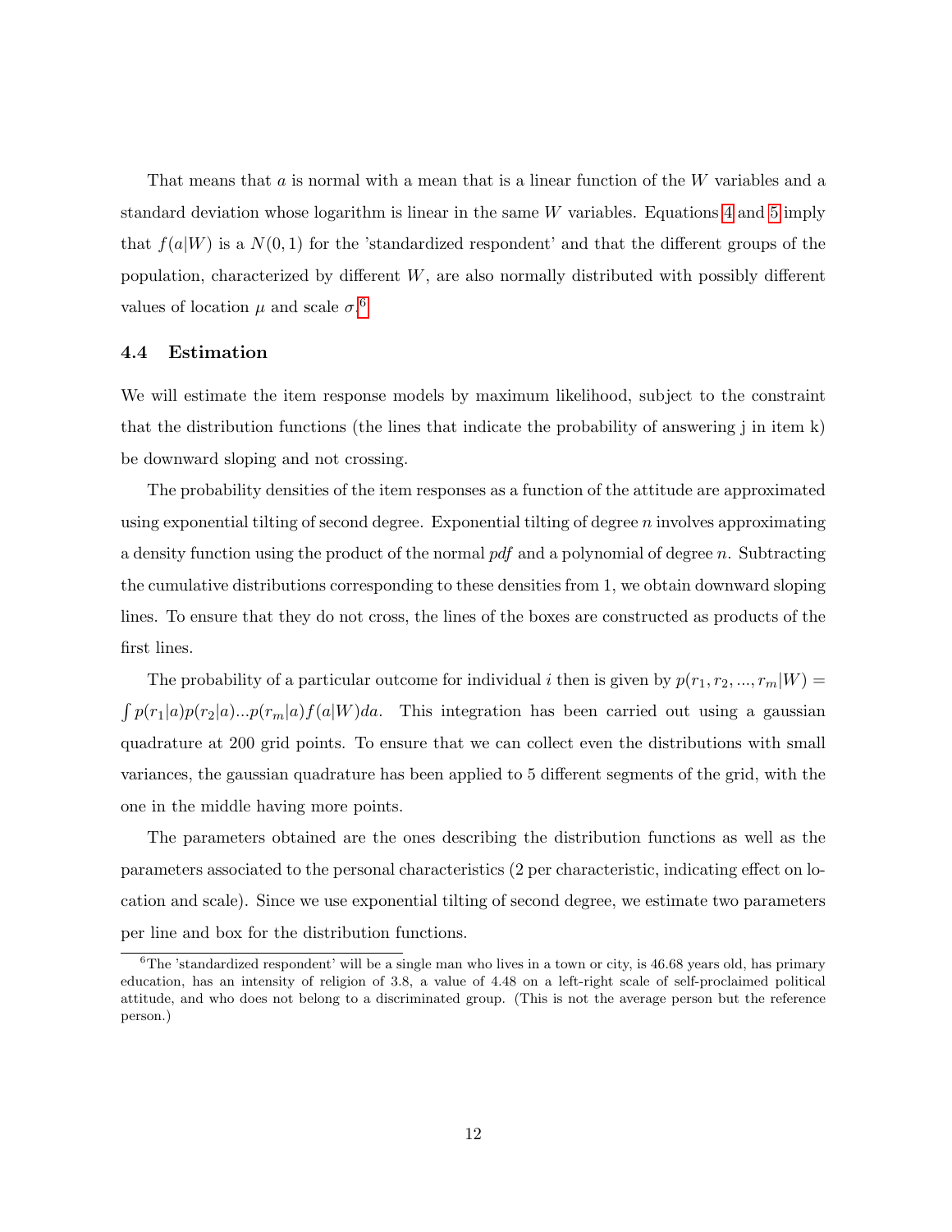That means that $a$ is normal with a mean that is a linear function of the $W$ variables and a standard deviation whose logarithm is linear in the same $W$ variables. Equations 4 and 5 imply that $f(a|W)$ is a $N(0,1)$ for the 'standardized respondent' and that the different groups of the population, characterized by different $W$, are also normally distributed with possibly different values of location $\mu$ and scale $\sigma$.[6]

### 4.4 Estimation

We will estimate the item response models by maximum likelihood, subject to the constraint that the distribution functions (the lines that indicate the probability of answering j in item k) be downward sloping and not crossing.

The probability densities of the item responses as a function of the attitude are approximated using exponential tilting of second degree. Exponential tilting of degree $n$ involves approximating a density function using the product of the normal *pdf* and a polynomial of degree $n$. Subtracting the cumulative distributions corresponding to these densities from 1, we obtain downward sloping lines. To ensure that they do not cross, the lines of the boxes are constructed as products of the first lines.

The probability of a particular outcome for individual $i$ then is given by $p(r_1, r_2, ..., r_m|W) = \int p(r_1|a)p(r_2|a)...p(r_m|a)f(a|W)da$. This integration has been carried out using a gaussian quadrature at 200 grid points. To ensure that we can collect even the distributions with small variances, the gaussian quadrature has been applied to 5 different segments of the grid, with the one in the middle having more points.

The parameters obtained are the ones describing the distribution functions as well as the parameters associated to the personal characteristics (2 per characteristic, indicating effect on location and scale). Since we use exponential tilting of second degree, we estimate two parameters per line and box for the distribution functions.

[6] The 'standardized respondent' will be a single man who lives in a town or city, is 46.68 years old, has primary education, has an intensity of religion of 3.8, a value of 4.48 on a left-right scale of self-proclaimed political attitude, and who does not belong to a discriminated group. (This is not the average person but the reference person.)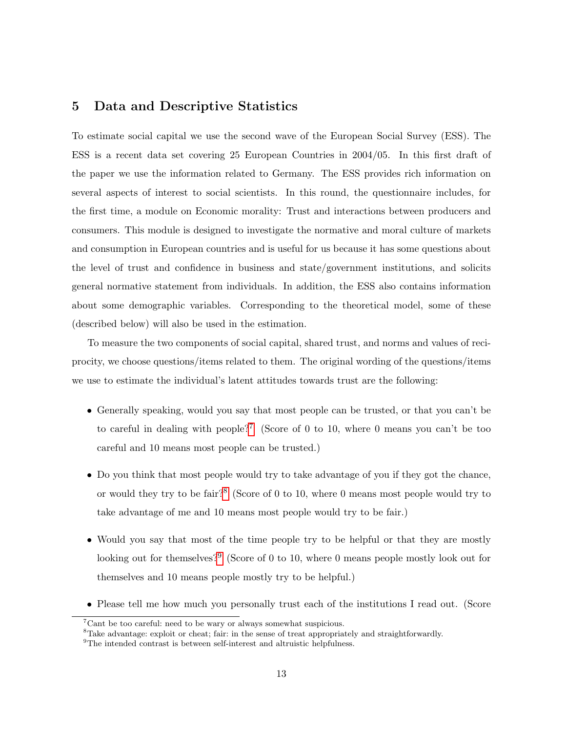## 5 Data and Descriptive Statistics

To estimate social capital we use the second wave of the European Social Survey (ESS). The ESS is a recent data set covering 25 European Countries in 2004/05. In this first draft of the paper we use the information related to Germany. The ESS provides rich information on several aspects of interest to social scientists. In this round, the questionnaire includes, for the first time, a module on Economic morality: Trust and interactions between producers and consumers. This module is designed to investigate the normative and moral culture of markets and consumption in European countries and is useful for us because it has some questions about the level of trust and confidence in business and state/government institutions, and solicits general normative statement from individuals. In addition, the ESS also contains information about some demographic variables. Corresponding to the theoretical model, some of these (described below) will also be used in the estimation.

To measure the two components of social capital, shared trust, and norms and values of reciprocity, we choose questions/items related to them. The original wording of the questions/items we use to estimate the individual's latent attitudes towards trust are the following:

- Generally speaking, would you say that most people can be trusted, or that you can't be to careful in dealing with people?[7] (Score of 0 to 10, where 0 means you can't be too careful and 10 means most people can be trusted.)
- Do you think that most people would try to take advantage of you if they got the chance, or would they try to be fair?[8] (Score of 0 to 10, where 0 means most people would try to take advantage of me and 10 means most people would try to be fair.)
- Would you say that most of the time people try to be helpful or that they are mostly looking out for themselves?[9] (Score of 0 to 10, where 0 means people mostly look out for themselves and 10 means people mostly try to be helpful.)
- Please tell me how much you personally trust each of the institutions I read out. (Score

[7] Cant be too careful: need to be wary or always somewhat suspicious.

[8] Take advantage: exploit or cheat; fair: in the sense of treat appropriately and straightforwardly.

[9] The intended contrast is between self-interest and altruistic helpfulness.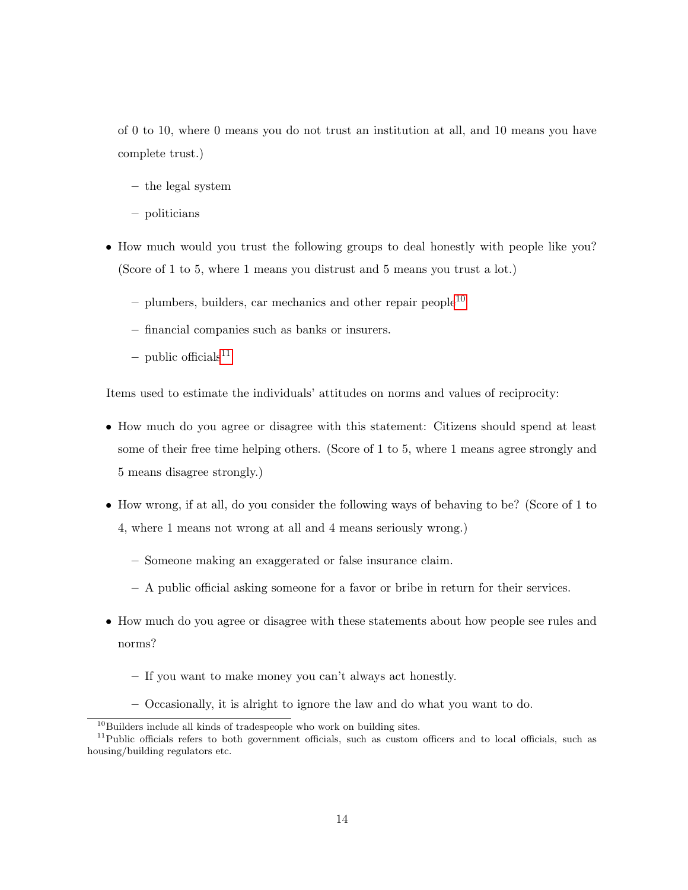of 0 to 10, where 0 means you do not trust an institution at all, and 10 means you have complete trust.)

  - the legal system
  - politicians

- How much would you trust the following groups to deal honestly with people like you? (Score of 1 to 5, where 1 means you distrust and 5 means you trust a lot.)

  - plumbers, builders, car mechanics and other repair people[10]
  - financial companies such as banks or insurers.
  - public officials[11]

Items used to estimate the individuals' attitudes on norms and values of reciprocity:

- How much do you agree or disagree with this statement: Citizens should spend at least some of their free time helping others. (Score of 1 to 5, where 1 means agree strongly and 5 means disagree strongly.)

- How wrong, if at all, do you consider the following ways of behaving to be? (Score of 1 to 4, where 1 means not wrong at all and 4 means seriously wrong.)

  - Someone making an exaggerated or false insurance claim.
  - A public official asking someone for a favor or bribe in return for their services.

- How much do you agree or disagree with these statements about how people see rules and norms?

  - If you want to make money you can't always act honestly.
  - Occasionally, it is alright to ignore the law and do what you want to do.

[10] Builders include all kinds of tradespeople who work on building sites.

[11] Public officials refers to both government officials, such as custom officers and to local officials, such as housing/building regulators etc.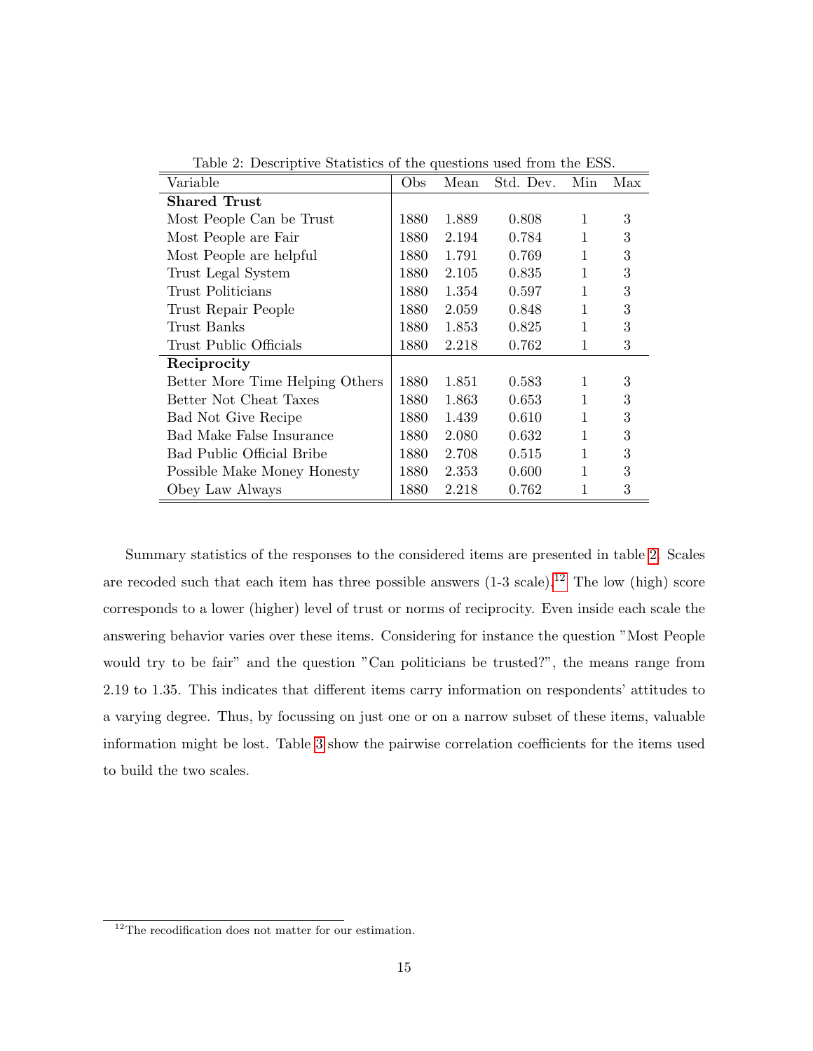Table 2: Descriptive Statistics of the questions used from the ESS.

| Variable | Obs | Mean | Std. Dev. | Min | Max |
|---|---|---|---|---|---|
| **Shared Trust** | | | | | |
| Most People Can be Trust | 1880 | 1.889 | 0.808 | 1 | 3 |
| Most People are Fair | 1880 | 2.194 | 0.784 | 1 | 3 |
| Most People are helpful | 1880 | 1.791 | 0.769 | 1 | 3 |
| Trust Legal System | 1880 | 2.105 | 0.835 | 1 | 3 |
| Trust Politicians | 1880 | 1.354 | 0.597 | 1 | 3 |
| Trust Repair People | 1880 | 2.059 | 0.848 | 1 | 3 |
| Trust Banks | 1880 | 1.853 | 0.825 | 1 | 3 |
| Trust Public Officials | 1880 | 2.218 | 0.762 | 1 | 3 |
| **Reciprocity** | | | | | |
| Better More Time Helping Others | 1880 | 1.851 | 0.583 | 1 | 3 |
| Better Not Cheat Taxes | 1880 | 1.863 | 0.653 | 1 | 3 |
| Bad Not Give Recipe | 1880 | 1.439 | 0.610 | 1 | 3 |
| Bad Make False Insurance | 1880 | 2.080 | 0.632 | 1 | 3 |
| Bad Public Official Bribe | 1880 | 2.708 | 0.515 | 1 | 3 |
| Possible Make Money Honesty | 1880 | 2.353 | 0.600 | 1 | 3 |
| Obey Law Always | 1880 | 2.218 | 0.762 | 1 | 3 |

Summary statistics of the responses to the considered items are presented in table 2. Scales are recoded such that each item has three possible answers (1-3 scale).[12] The low (high) score corresponds to a lower (higher) level of trust or norms of reciprocity. Even inside each scale the answering behavior varies over these items. Considering for instance the question "Most People would try to be fair" and the question "Can politicians be trusted?", the means range from 2.19 to 1.35. This indicates that different items carry information on respondents' attitudes to a varying degree. Thus, by focussing on just one or on a narrow subset of these items, valuable information might be lost. Table 3 show the pairwise correlation coefficients for the items used to build the two scales.

[12] The recodification does not matter for our estimation.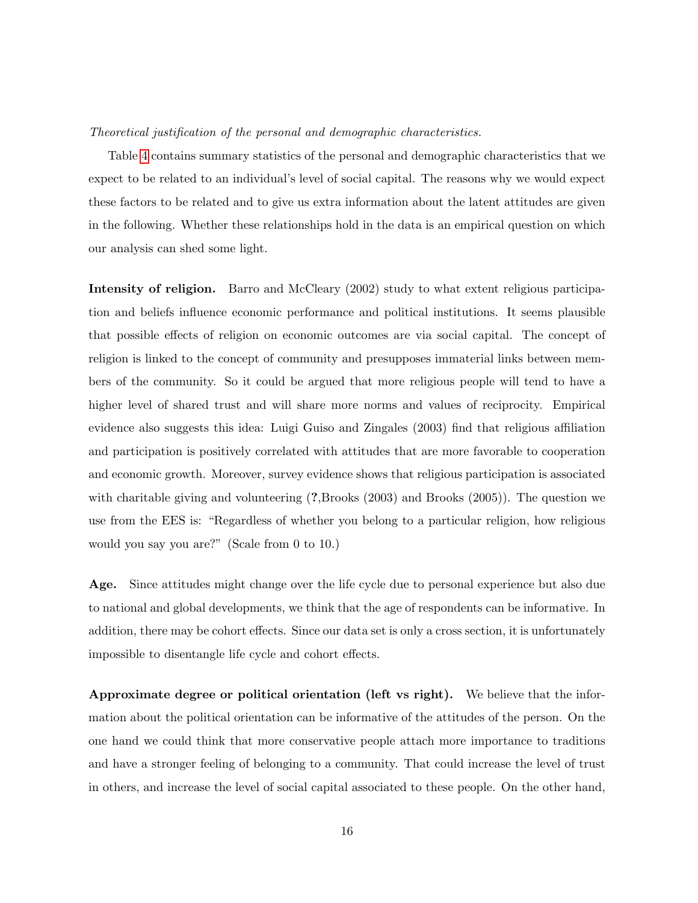*Theoretical justification of the personal and demographic characteristics.*

Table 4 contains summary statistics of the personal and demographic characteristics that we expect to be related to an individual's level of social capital. The reasons why we would expect these factors to be related and to give us extra information about the latent attitudes are given in the following. Whether these relationships hold in the data is an empirical question on which our analysis can shed some light.

**Intensity of religion.** Barro and McCleary (2002) study to what extent religious participation and beliefs influence economic performance and political institutions. It seems plausible that possible effects of religion on economic outcomes are via social capital. The concept of religion is linked to the concept of community and presupposes immaterial links between members of the community. So it could be argued that more religious people will tend to have a higher level of shared trust and will share more norms and values of reciprocity. Empirical evidence also suggests this idea: Luigi Guiso and Zingales (2003) find that religious affiliation and participation is positively correlated with attitudes that are more favorable to cooperation and economic growth. Moreover, survey evidence shows that religious participation is associated with charitable giving and volunteering (**?**,Brooks (2003) and Brooks (2005)). The question we use from the EES is: "Regardless of whether you belong to a particular religion, how religious would you say you are?" (Scale from 0 to 10.)

**Age.** Since attitudes might change over the life cycle due to personal experience but also due to national and global developments, we think that the age of respondents can be informative. In addition, there may be cohort effects. Since our data set is only a cross section, it is unfortunately impossible to disentangle life cycle and cohort effects.

**Approximate degree or political orientation (left vs right).** We believe that the information about the political orientation can be informative of the attitudes of the person. On the one hand we could think that more conservative people attach more importance to traditions and have a stronger feeling of belonging to a community. That could increase the level of trust in others, and increase the level of social capital associated to these people. On the other hand,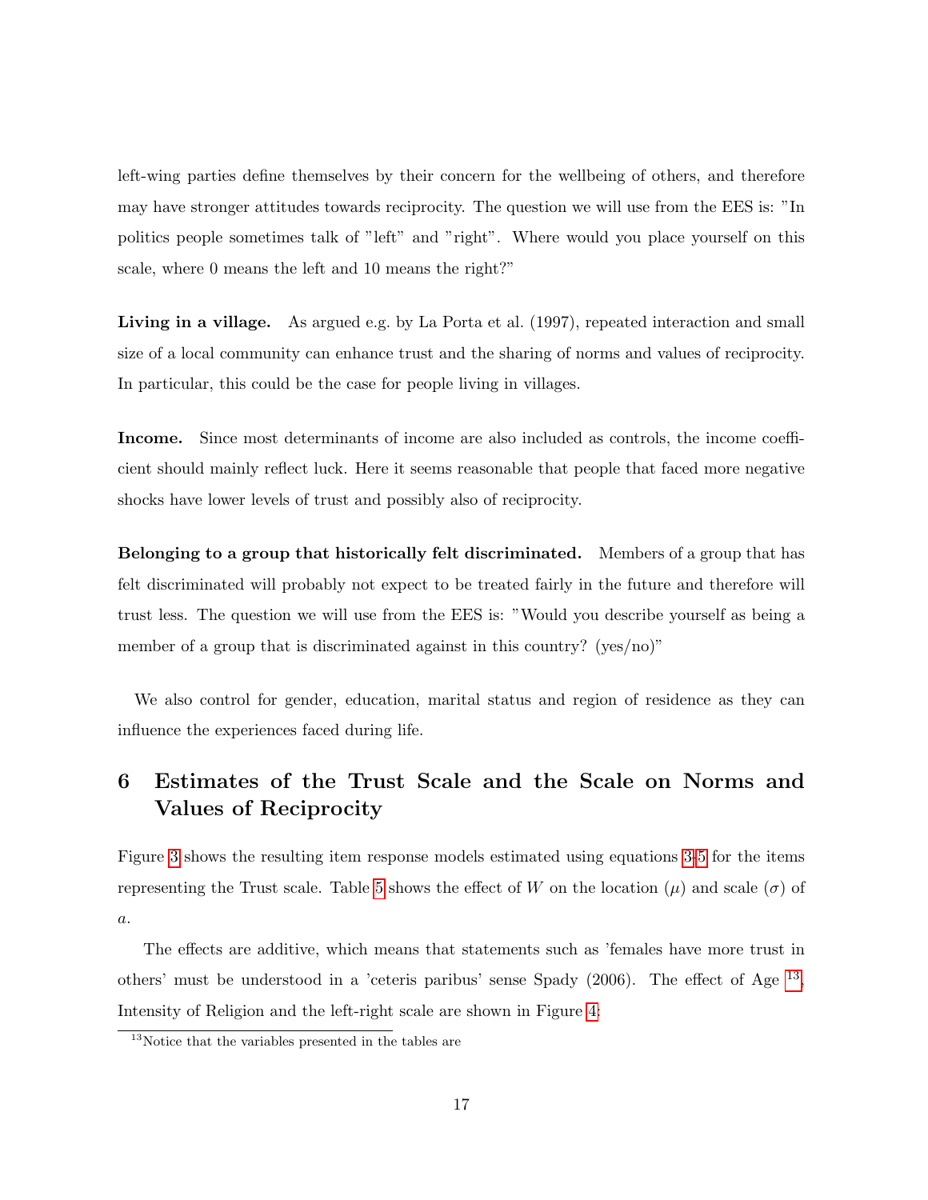left-wing parties define themselves by their concern for the wellbeing of others, and therefore may have stronger attitudes towards reciprocity. The question we will use from the EES is: "In politics people sometimes talk of "left" and "right". Where would you place yourself on this scale, where 0 means the left and 10 means the right?"

**Living in a village.** As argued e.g. by La Porta et al. (1997), repeated interaction and small size of a local community can enhance trust and the sharing of norms and values of reciprocity. In particular, this could be the case for people living in villages.

**Income.** Since most determinants of income are also included as controls, the income coefficient should mainly reflect luck. Here it seems reasonable that people that faced more negative shocks have lower levels of trust and possibly also of reciprocity.

**Belonging to a group that historically felt discriminated.** Members of a group that has felt discriminated will probably not expect to be treated fairly in the future and therefore will trust less. The question we will use from the EES is: "Would you describe yourself as being a member of a group that is discriminated against in this country? (yes/no)"

We also control for gender, education, marital status and region of residence as they can influence the experiences faced during life.

# 6 Estimates of the Trust Scale and the Scale on Norms and Values of Reciprocity

Figure 3 shows the resulting item response models estimated using equations 3-5 for the items representing the Trust scale. Table 5 shows the effect of $W$ on the location ($\mu$) and scale ($\sigma$) of $a$.

The effects are additive, which means that statements such as 'females have more trust in others' must be understood in a 'ceteris paribus' sense Spady (2006). The effect of Age [13], Intensity of Religion and the left-right scale are shown in Figure 4;

[13] Notice that the variables presented in the tables are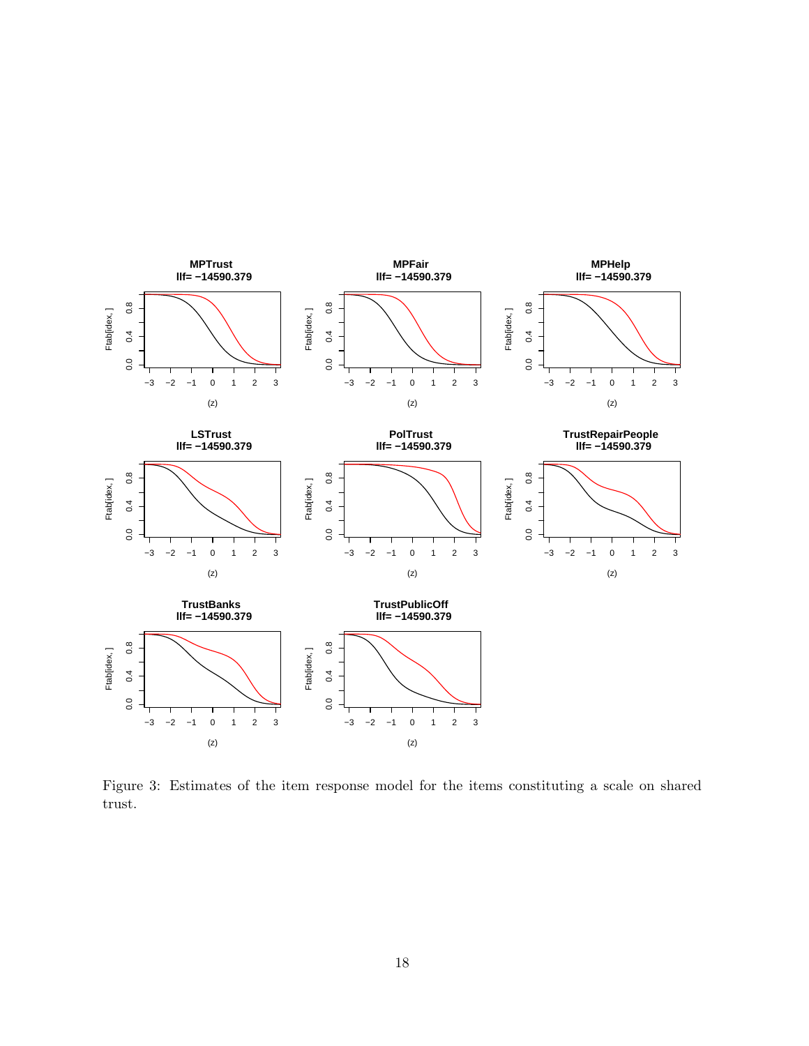Figure 3: Estimates of the item response model for the items constituting a scale on shared trust.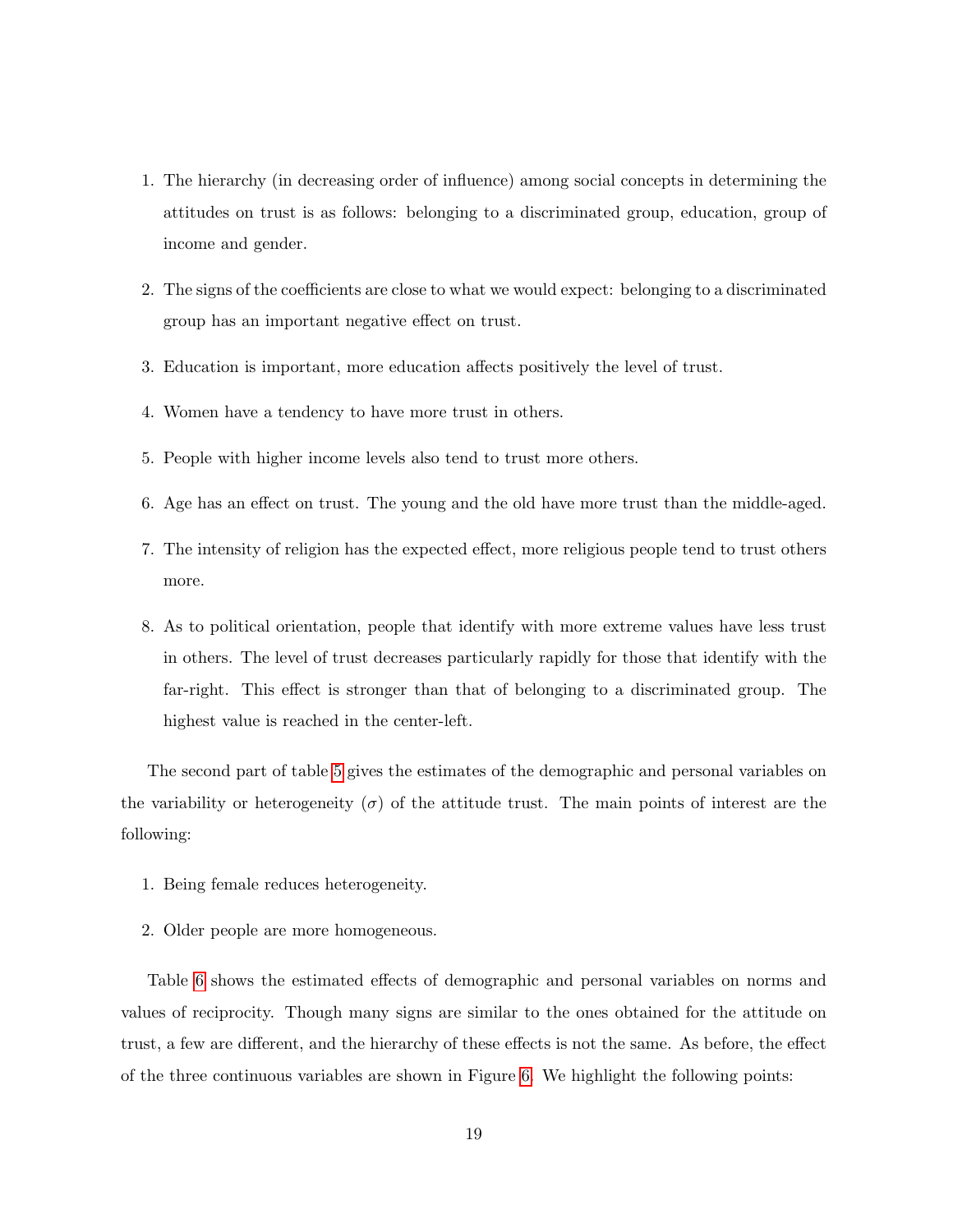1. The hierarchy (in decreasing order of influence) among social concepts in determining the attitudes on trust is as follows: belonging to a discriminated group, education, group of income and gender.

2. The signs of the coefficients are close to what we would expect: belonging to a discriminated group has an important negative effect on trust.

3. Education is important, more education affects positively the level of trust.

4. Women have a tendency to have more trust in others.

5. People with higher income levels also tend to trust more others.

6. Age has an effect on trust. The young and the old have more trust than the middle-aged.

7. The intensity of religion has the expected effect, more religious people tend to trust others more.

8. As to political orientation, people that identify with more extreme values have less trust in others. The level of trust decreases particularly rapidly for those that identify with the far-right. This effect is stronger than that of belonging to a discriminated group. The highest value is reached in the center-left.

The second part of table 5 gives the estimates of the demographic and personal variables on the variability or heterogeneity ($\sigma$) of the attitude trust. The main points of interest are the following:

1. Being female reduces heterogeneity.

2. Older people are more homogeneous.

Table 6 shows the estimated effects of demographic and personal variables on norms and values of reciprocity. Though many signs are similar to the ones obtained for the attitude on trust, a few are different, and the hierarchy of these effects is not the same. As before, the effect of the three continuous variables are shown in Figure 6. We highlight the following points: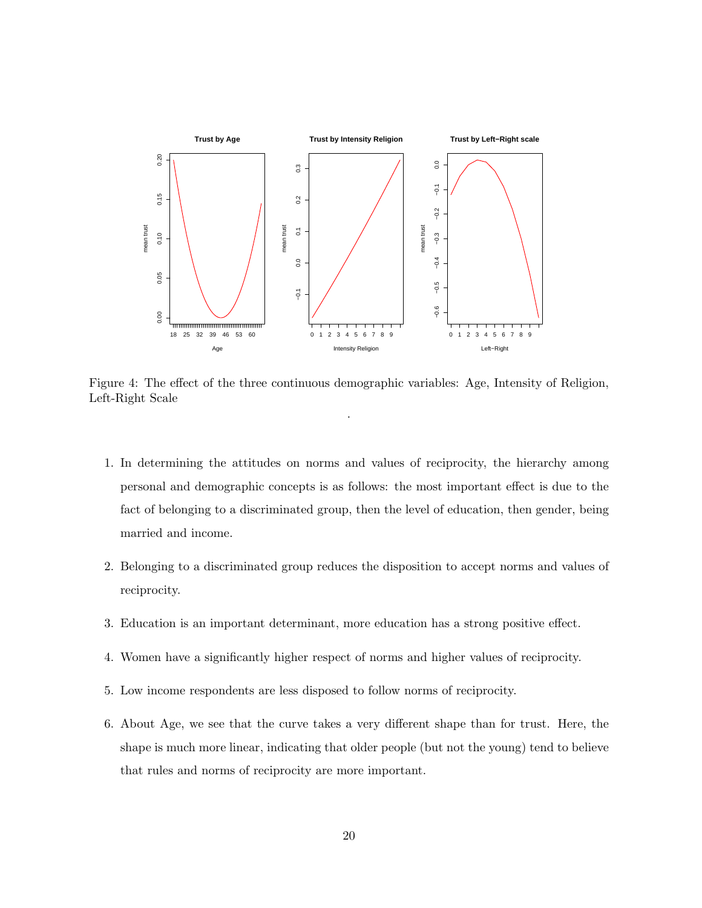Figure 4: The effect of the three continuous demographic variables: Age, Intensity of Religion, Left-Right Scale

.

1. In determining the attitudes on norms and values of reciprocity, the hierarchy among personal and demographic concepts is as follows: the most important effect is due to the fact of belonging to a discriminated group, then the level of education, then gender, being married and income.

2. Belonging to a discriminated group reduces the disposition to accept norms and values of reciprocity.

3. Education is an important determinant, more education has a strong positive effect.

4. Women have a significantly higher respect of norms and higher values of reciprocity.

5. Low income respondents are less disposed to follow norms of reciprocity.

6. About Age, we see that the curve takes a very different shape than for trust. Here, the shape is much more linear, indicating that older people (but not the young) tend to believe that rules and norms of reciprocity are more important.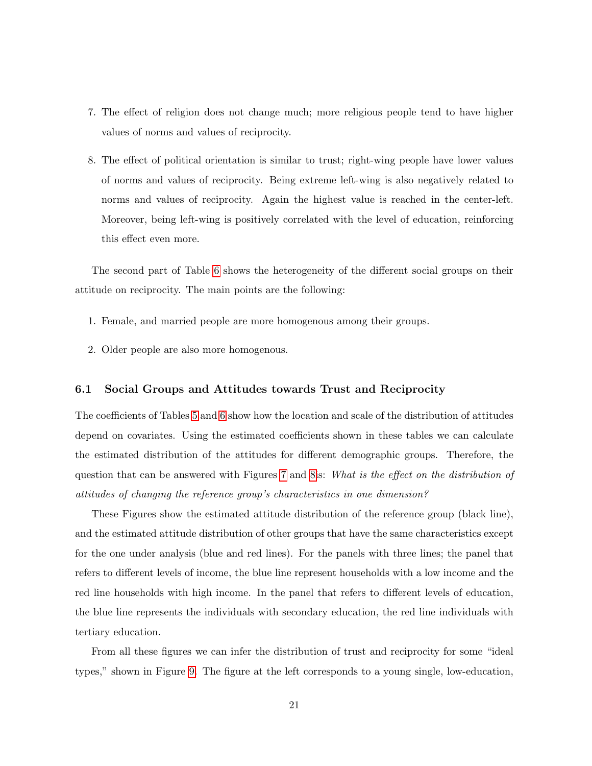7. The effect of religion does not change much; more religious people tend to have higher values of norms and values of reciprocity.

8. The effect of political orientation is similar to trust; right-wing people have lower values of norms and values of reciprocity. Being extreme left-wing is also negatively related to norms and values of reciprocity. Again the highest value is reached in the center-left. Moreover, being left-wing is positively correlated with the level of education, reinforcing this effect even more.

The second part of Table 6 shows the heterogeneity of the different social groups on their attitude on reciprocity. The main points are the following:

1. Female, and married people are more homogenous among their groups.

2. Older people are also more homogenous.

### 6.1 Social Groups and Attitudes towards Trust and Reciprocity

The coefficients of Tables 5 and 6 show how the location and scale of the distribution of attitudes depend on covariates. Using the estimated coefficients shown in these tables we can calculate the estimated distribution of the attitudes for different demographic groups. Therefore, the question that can be answered with Figures 7 and 8is: *What is the effect on the distribution of attitudes of changing the reference group's characteristics in one dimension?*

These Figures show the estimated attitude distribution of the reference group (black line), and the estimated attitude distribution of other groups that have the same characteristics except for the one under analysis (blue and red lines). For the panels with three lines; the panel that refers to different levels of income, the blue line represent households with a low income and the red line households with high income. In the panel that refers to different levels of education, the blue line represents the individuals with secondary education, the red line individuals with tertiary education.

From all these figures we can infer the distribution of trust and reciprocity for some "ideal types," shown in Figure 9. The figure at the left corresponds to a young single, low-education,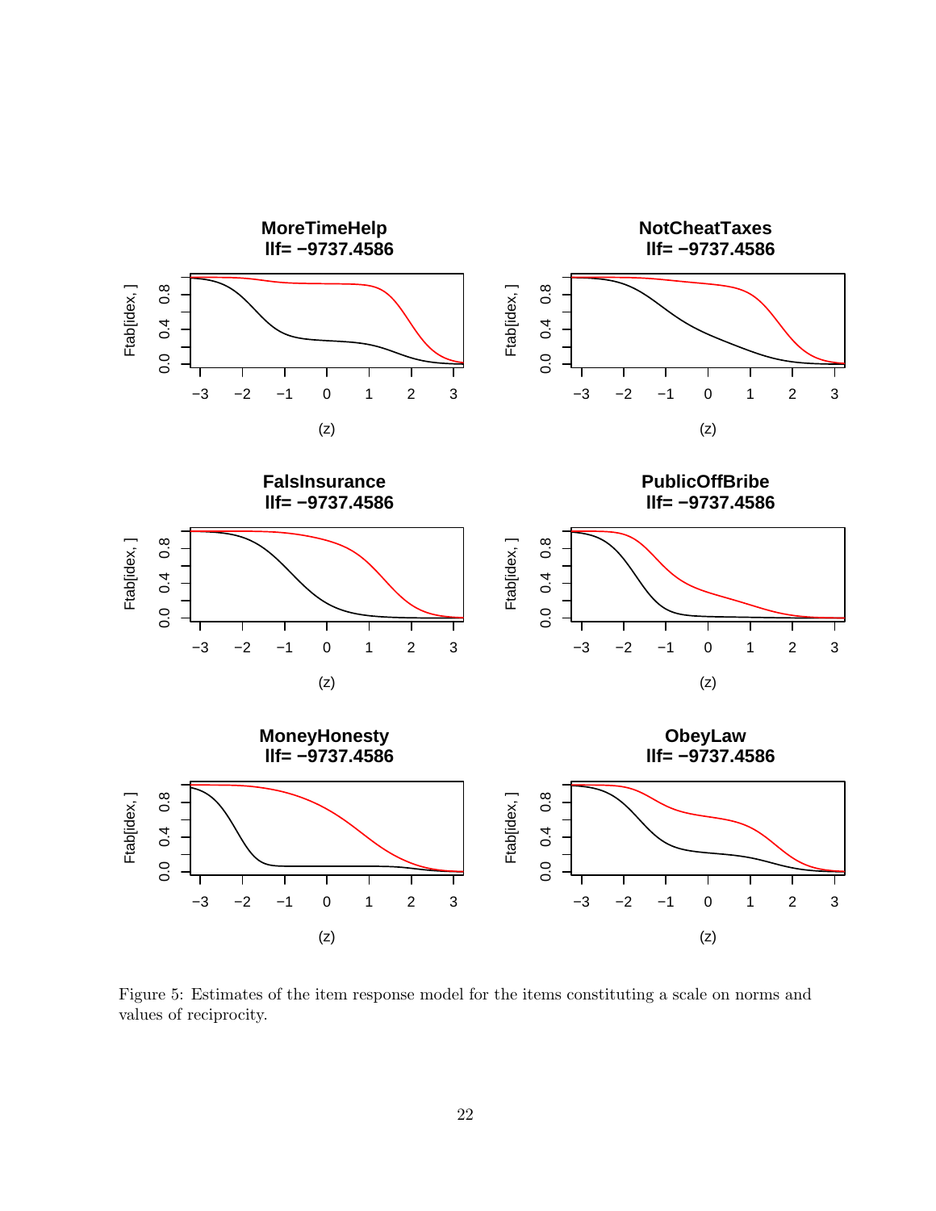Figure 5: Estimates of the item response model for the items constituting a scale on norms and values of reciprocity.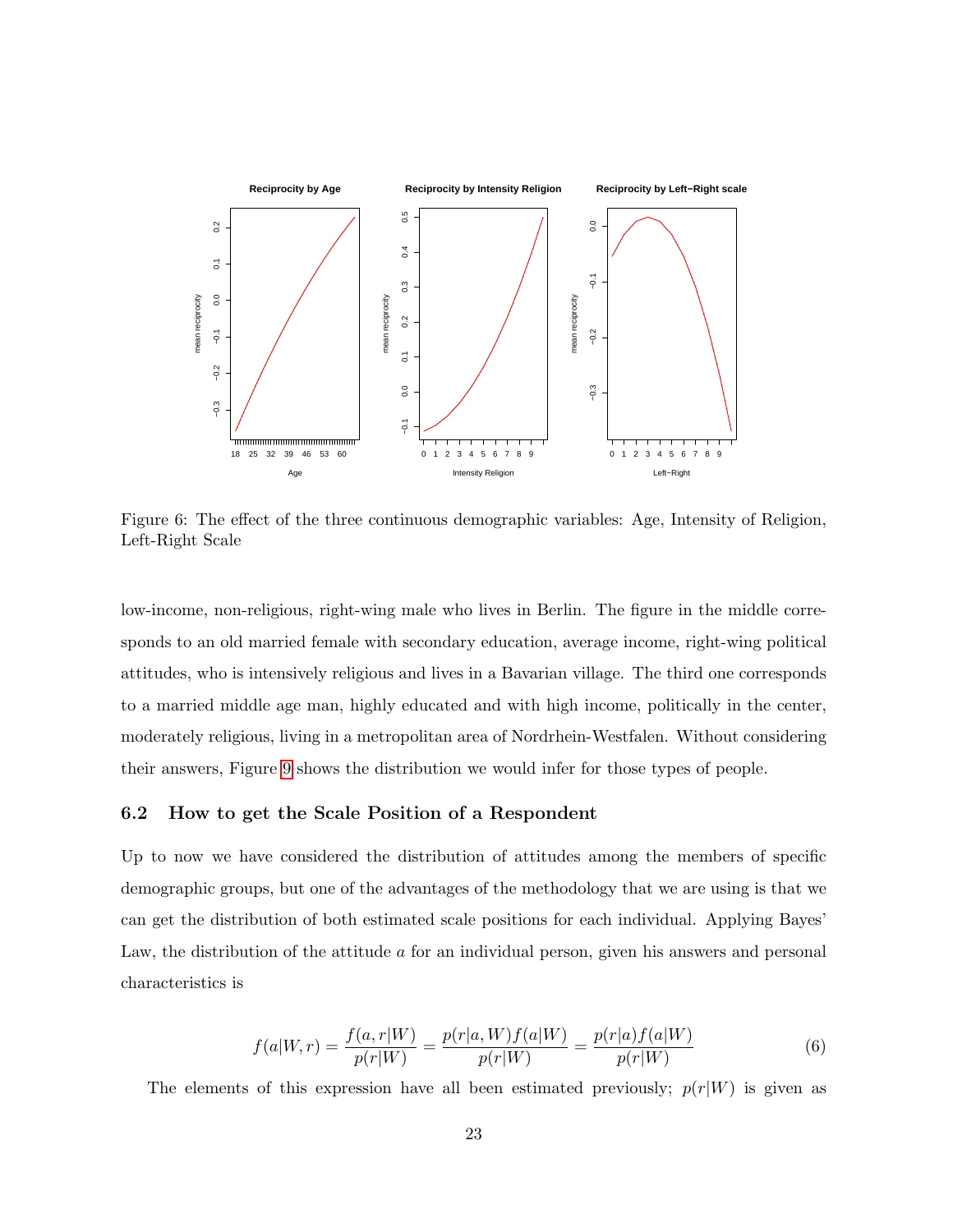Figure 6: The effect of the three continuous demographic variables: Age, Intensity of Religion, Left-Right Scale

low-income, non-religious, right-wing male who lives in Berlin. The figure in the middle corresponds to an old married female with secondary education, average income, right-wing political attitudes, who is intensively religious and lives in a Bavarian village. The third one corresponds to a married middle age man, highly educated and with high income, politically in the center, moderately religious, living in a metropolitan area of Nordrhein-Westfalen. Without considering their answers, Figure 9 shows the distribution we would infer for those types of people.

### 6.2 How to get the Scale Position of a Respondent

Up to now we have considered the distribution of attitudes among the members of specific demographic groups, but one of the advantages of the methodology that we are using is that we can get the distribution of both estimated scale positions for each individual. Applying Bayes' Law, the distribution of the attitude $a$ for an individual person, given his answers and personal characteristics is

$$f(a|W,r) = \frac{f(a,r|W)}{p(r|W)} = \frac{p(r|a,W)f(a|W)}{p(r|W)} = \frac{p(r|a)f(a|W)}{p(r|W)} \tag{6}$$

The elements of this expression have all been estimated previously; $p(r|W)$ is given as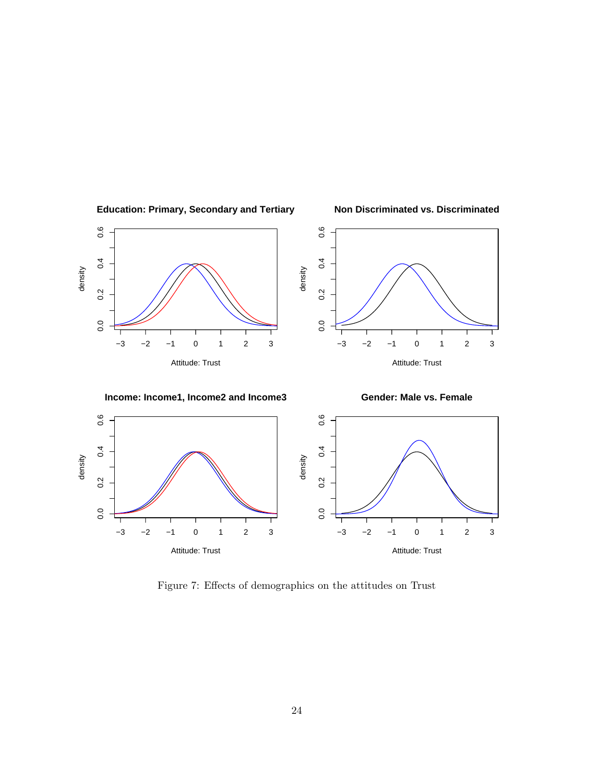Figure 7: Effects of demographics on the attitudes on Trust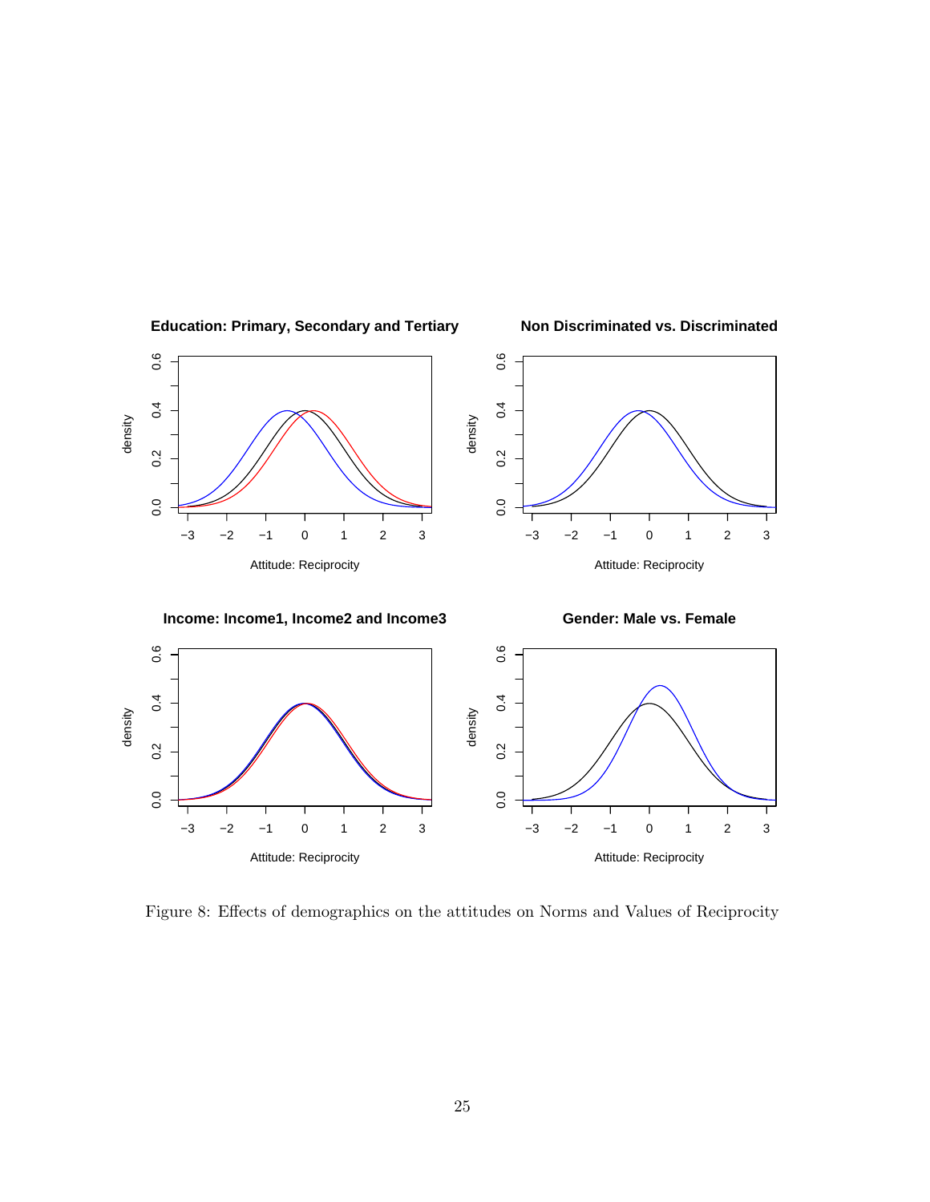Figure 8: Effects of demographics on the attitudes on Norms and Values of Reciprocity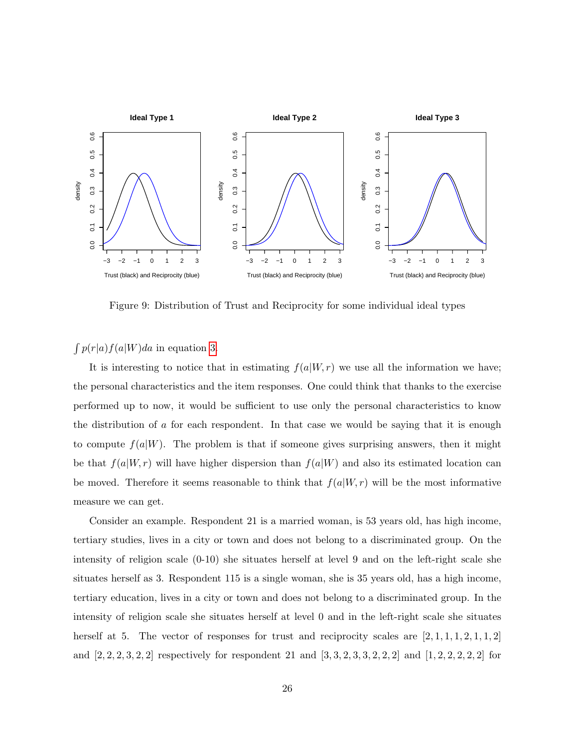Figure 9: Distribution of Trust and Reciprocity for some individual ideal types

$\int p(r|a)f(a|W)da$ in equation 3.

It is interesting to notice that in estimating $f(a|W,r)$ we use all the information we have; the personal characteristics and the item responses. One could think that thanks to the exercise performed up to now, it would be sufficient to use only the personal characteristics to know the distribution of $a$ for each respondent. In that case we would be saying that it is enough to compute $f(a|W)$. The problem is that if someone gives surprising answers, then it might be that $f(a|W,r)$ will have higher dispersion than $f(a|W)$ and also its estimated location can be moved. Therefore it seems reasonable to think that $f(a|W,r)$ will be the most informative measure we can get.

Consider an example. Respondent 21 is a married woman, is 53 years old, has high income, tertiary studies, lives in a city or town and does not belong to a discriminated group. On the intensity of religion scale (0-10) she situates herself at level 9 and on the left-right scale she situates herself as 3. Respondent 115 is a single woman, she is 35 years old, has a high income, tertiary education, lives in a city or town and does not belong to a discriminated group. In the intensity of religion scale she situates herself at level 0 and in the left-right scale she situates herself at 5. The vector of responses for trust and reciprocity scales are $[2,1,1,1,2,1,1,2]$ and $[2,2,2,3,2,2]$ respectively for respondent 21 and $[3,3,2,3,3,2,2,2]$ and $[1,2,2,2,2,2]$ for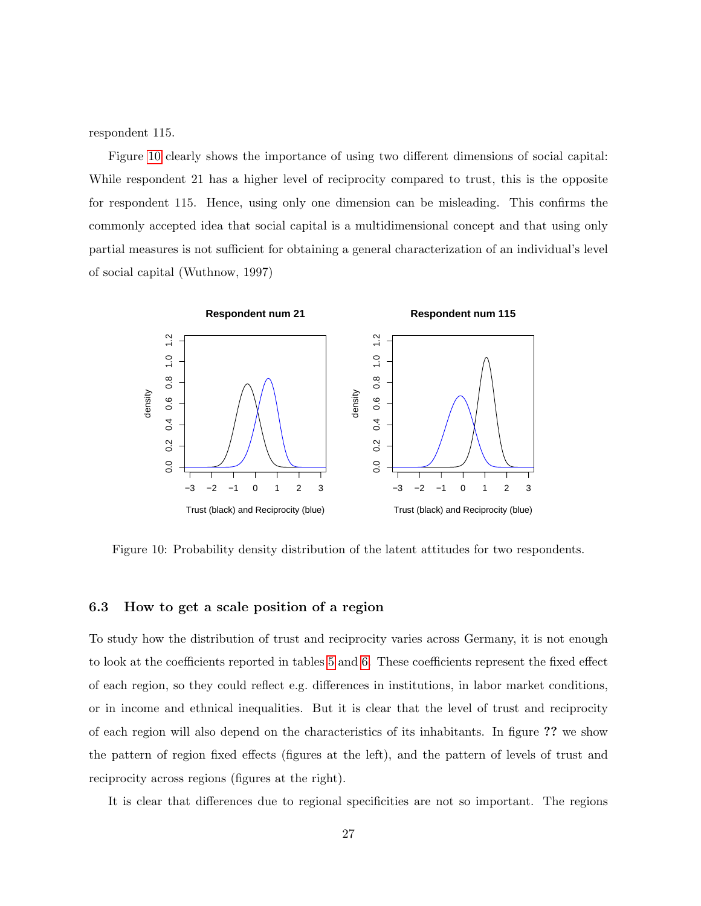respondent 115.

Figure 10 clearly shows the importance of using two different dimensions of social capital: While respondent 21 has a higher level of reciprocity compared to trust, this is the opposite for respondent 115. Hence, using only one dimension can be misleading. This confirms the commonly accepted idea that social capital is a multidimensional concept and that using only partial measures is not sufficient for obtaining a general characterization of an individual's level of social capital (Wuthnow, 1997)

Figure 10: Probability density distribution of the latent attitudes for two respondents.

### 6.3 How to get a scale position of a region

To study how the distribution of trust and reciprocity varies across Germany, it is not enough to look at the coefficients reported in tables 5 and 6. These coefficients represent the fixed effect of each region, so they could reflect e.g. differences in institutions, in labor market conditions, or in income and ethnical inequalities. But it is clear that the level of trust and reciprocity of each region will also depend on the characteristics of its inhabitants. In figure **??** we show the pattern of region fixed effects (figures at the left), and the pattern of levels of trust and reciprocity across regions (figures at the right).

It is clear that differences due to regional specificities are not so important. The regions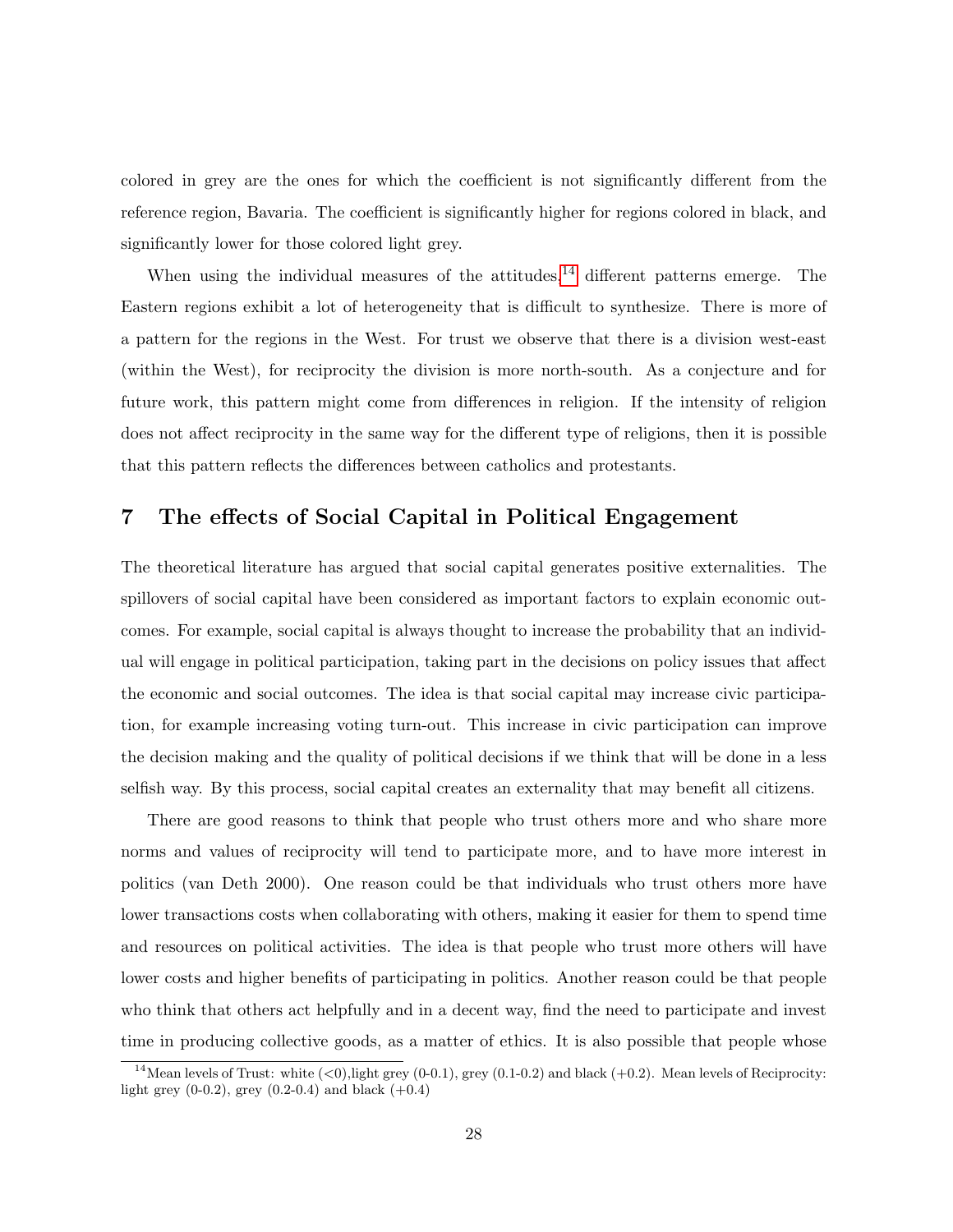colored in grey are the ones for which the coefficient is not significantly different from the reference region, Bavaria. The coefficient is significantly higher for regions colored in black, and significantly lower for those colored light grey.

When using the individual measures of the attitudes,[14] different patterns emerge. The Eastern regions exhibit a lot of heterogeneity that is difficult to synthesize. There is more of a pattern for the regions in the West. For trust we observe that there is a division west-east (within the West), for reciprocity the division is more north-south. As a conjecture and for future work, this pattern might come from differences in religion. If the intensity of religion does not affect reciprocity in the same way for the different type of religions, then it is possible that this pattern reflects the differences between catholics and protestants.

## 7 The effects of Social Capital in Political Engagement

The theoretical literature has argued that social capital generates positive externalities. The spillovers of social capital have been considered as important factors to explain economic outcomes. For example, social capital is always thought to increase the probability that an individual will engage in political participation, taking part in the decisions on policy issues that affect the economic and social outcomes. The idea is that social capital may increase civic participation, for example increasing voting turn-out. This increase in civic participation can improve the decision making and the quality of political decisions if we think that will be done in a less selfish way. By this process, social capital creates an externality that may benefit all citizens.

There are good reasons to think that people who trust others more and who share more norms and values of reciprocity will tend to participate more, and to have more interest in politics (van Deth 2000). One reason could be that individuals who trust others more have lower transactions costs when collaborating with others, making it easier for them to spend time and resources on political activities. The idea is that people who trust more others will have lower costs and higher benefits of participating in politics. Another reason could be that people who think that others act helpfully and in a decent way, find the need to participate and invest time in producing collective goods, as a matter of ethics. It is also possible that people whose

[14] Mean levels of Trust: white (<0), light grey (0-0.1), grey (0.1-0.2) and black (+0.2). Mean levels of Reciprocity: light grey (0-0.2), grey (0.2-0.4) and black (+0.4)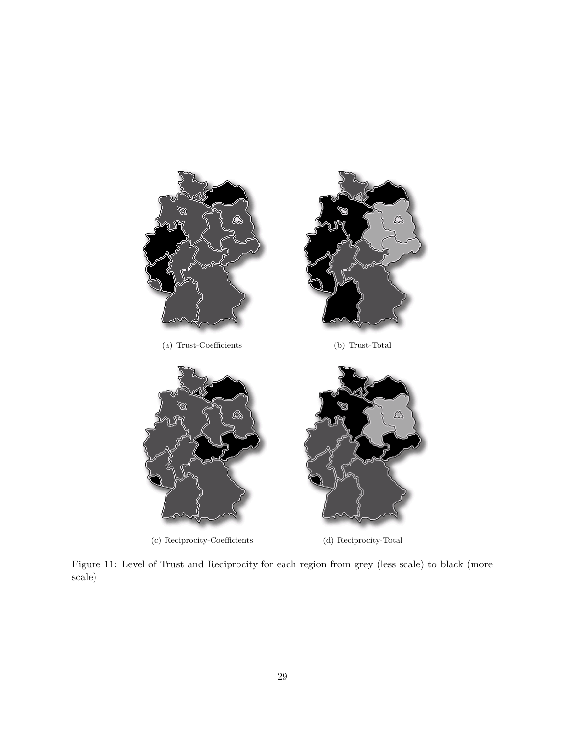(a) Trust-Coefficients

(b) Trust-Total

(c) Reciprocity-Coefficients

(d) Reciprocity-Total

Figure 11: Level of Trust and Reciprocity for each region from grey (less scale) to black (more scale)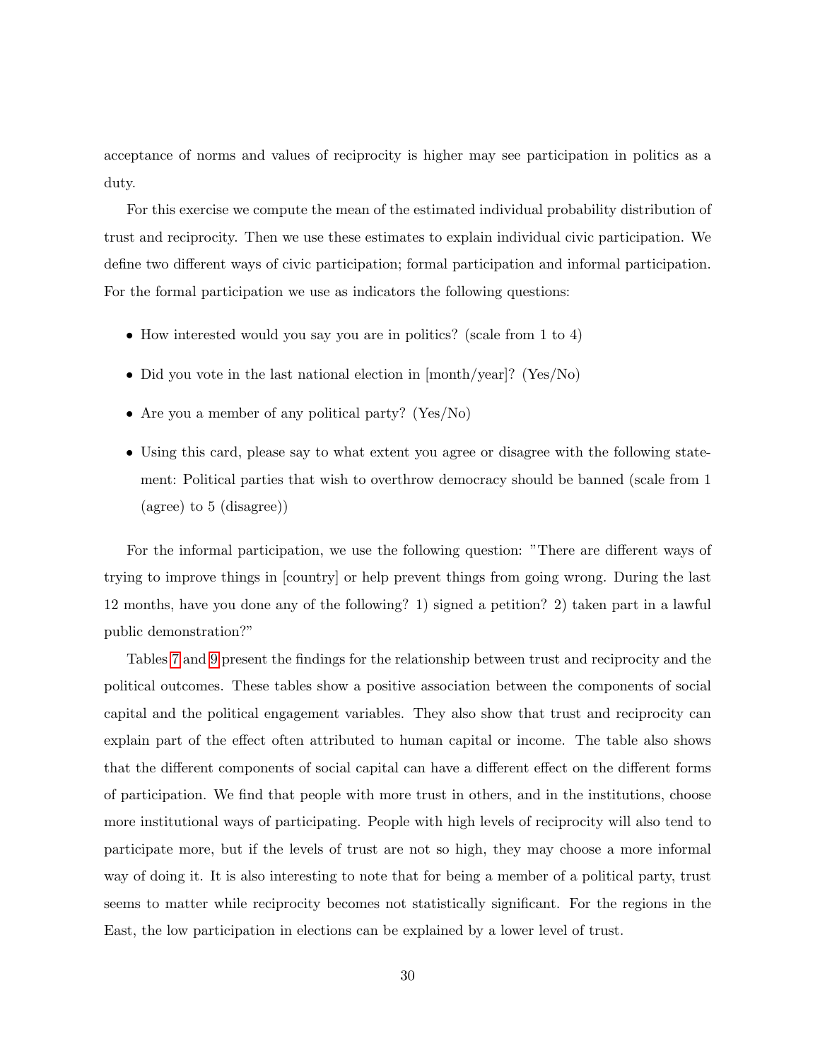acceptance of norms and values of reciprocity is higher may see participation in politics as a duty.

For this exercise we compute the mean of the estimated individual probability distribution of trust and reciprocity. Then we use these estimates to explain individual civic participation. We define two different ways of civic participation; formal participation and informal participation. For the formal participation we use as indicators the following questions:

- How interested would you say you are in politics? (scale from 1 to 4)
- Did you vote in the last national election in [month/year]? (Yes/No)
- Are you a member of any political party? (Yes/No)
- Using this card, please say to what extent you agree or disagree with the following statement: Political parties that wish to overthrow democracy should be banned (scale from 1 (agree) to 5 (disagree))

For the informal participation, we use the following question: "There are different ways of trying to improve things in [country] or help prevent things from going wrong. During the last 12 months, have you done any of the following? 1) signed a petition? 2) taken part in a lawful public demonstration?"

Tables 7 and 9 present the findings for the relationship between trust and reciprocity and the political outcomes. These tables show a positive association between the components of social capital and the political engagement variables. They also show that trust and reciprocity can explain part of the effect often attributed to human capital or income. The table also shows that the different components of social capital can have a different effect on the different forms of participation. We find that people with more trust in others, and in the institutions, choose more institutional ways of participating. People with high levels of reciprocity will also tend to participate more, but if the levels of trust are not so high, they may choose a more informal way of doing it. It is also interesting to note that for being a member of a political party, trust seems to matter while reciprocity becomes not statistically significant. For the regions in the East, the low participation in elections can be explained by a lower level of trust.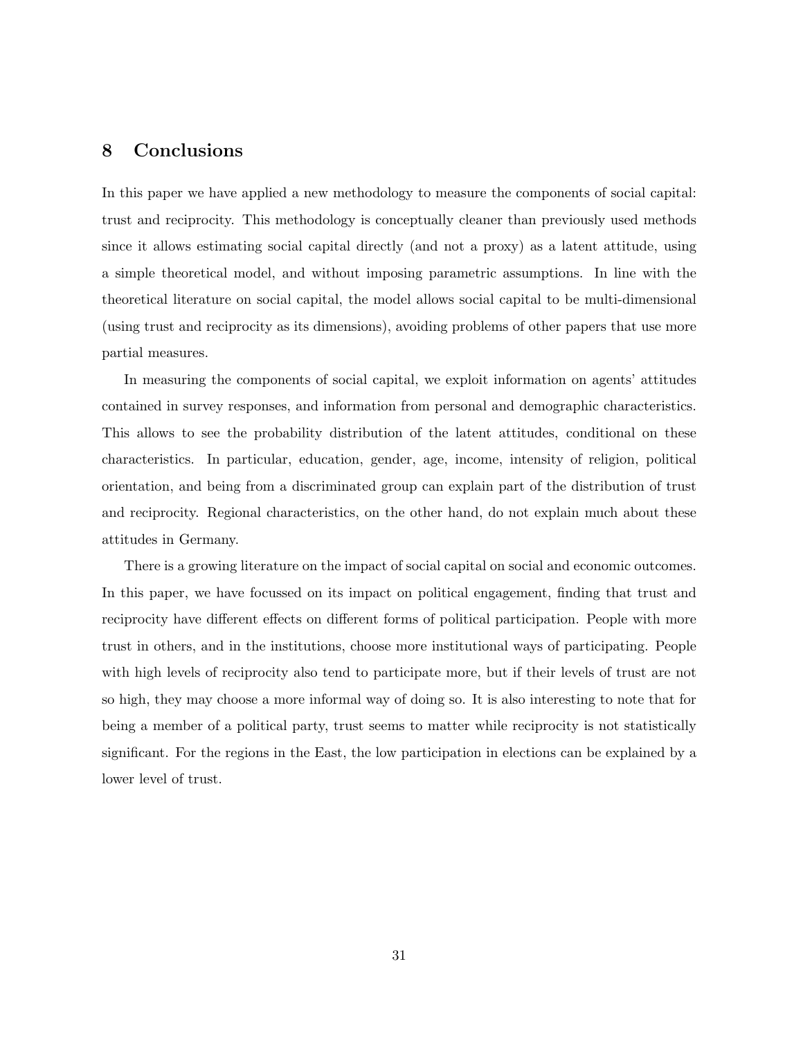## 8 Conclusions

In this paper we have applied a new methodology to measure the components of social capital: trust and reciprocity. This methodology is conceptually cleaner than previously used methods since it allows estimating social capital directly (and not a proxy) as a latent attitude, using a simple theoretical model, and without imposing parametric assumptions. In line with the theoretical literature on social capital, the model allows social capital to be multi-dimensional (using trust and reciprocity as its dimensions), avoiding problems of other papers that use more partial measures.

In measuring the components of social capital, we exploit information on agents' attitudes contained in survey responses, and information from personal and demographic characteristics. This allows to see the probability distribution of the latent attitudes, conditional on these characteristics. In particular, education, gender, age, income, intensity of religion, political orientation, and being from a discriminated group can explain part of the distribution of trust and reciprocity. Regional characteristics, on the other hand, do not explain much about these attitudes in Germany.

There is a growing literature on the impact of social capital on social and economic outcomes. In this paper, we have focussed on its impact on political engagement, finding that trust and reciprocity have different effects on different forms of political participation. People with more trust in others, and in the institutions, choose more institutional ways of participating. People with high levels of reciprocity also tend to participate more, but if their levels of trust are not so high, they may choose a more informal way of doing so. It is also interesting to note that for being a member of a political party, trust seems to matter while reciprocity is not statistically significant. For the regions in the East, the low participation in elections can be explained by a lower level of trust.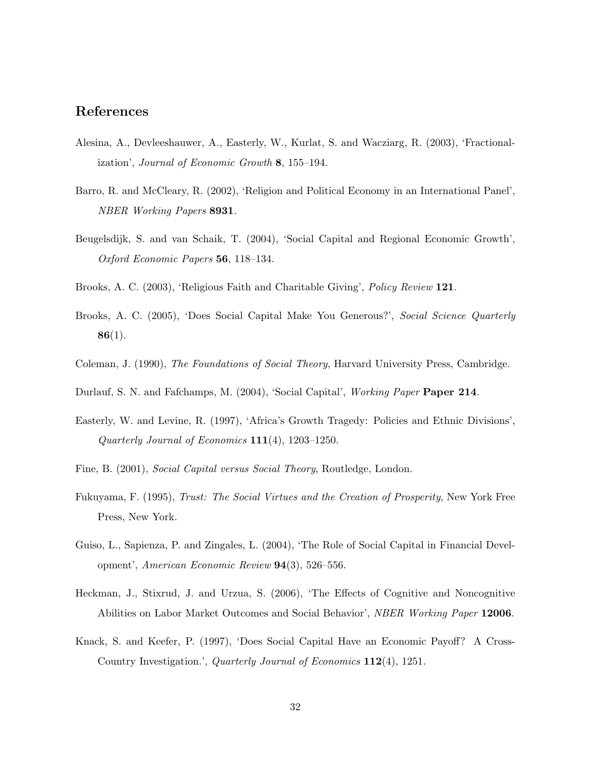## References

Alesina, A., Devleeshauwer, A., Easterly, W., Kurlat, S. and Wacziarg, R. (2003), 'Fractionalization', *Journal of Economic Growth* **8**, 155–194.

Barro, R. and McCleary, R. (2002), 'Religion and Political Economy in an International Panel', *NBER Working Papers* **8931**.

Beugelsdijk, S. and van Schaik, T. (2004), 'Social Capital and Regional Economic Growth', *Oxford Economic Papers* **56**, 118–134.

Brooks, A. C. (2003), 'Religious Faith and Charitable Giving', *Policy Review* **121**.

Brooks, A. C. (2005), 'Does Social Capital Make You Generous?', *Social Science Quarterly* **86**(1).

Coleman, J. (1990), *The Foundations of Social Theory*, Harvard University Press, Cambridge.

Durlauf, S. N. and Fafchamps, M. (2004), 'Social Capital', *Working Paper* **Paper 214**.

Easterly, W. and Levine, R. (1997), 'Africa's Growth Tragedy: Policies and Ethnic Divisions', *Quarterly Journal of Economics* **111**(4), 1203–1250.

Fine, B. (2001), *Social Capital versus Social Theory*, Routledge, London.

Fukuyama, F. (1995), *Trust: The Social Virtues and the Creation of Prosperity*, New York Free Press, New York.

Guiso, L., Sapienza, P. and Zingales, L. (2004), 'The Role of Social Capital in Financial Development', *American Economic Review* **94**(3), 526–556.

Heckman, J., Stixrud, J. and Urzua, S. (2006), 'The Effects of Cognitive and Noncognitive Abilities on Labor Market Outcomes and Social Behavior', *NBER Working Paper* **12006**.

Knack, S. and Keefer, P. (1997), 'Does Social Capital Have an Economic Payoff? A Cross-Country Investigation.', *Quarterly Journal of Economics* **112**(4), 1251.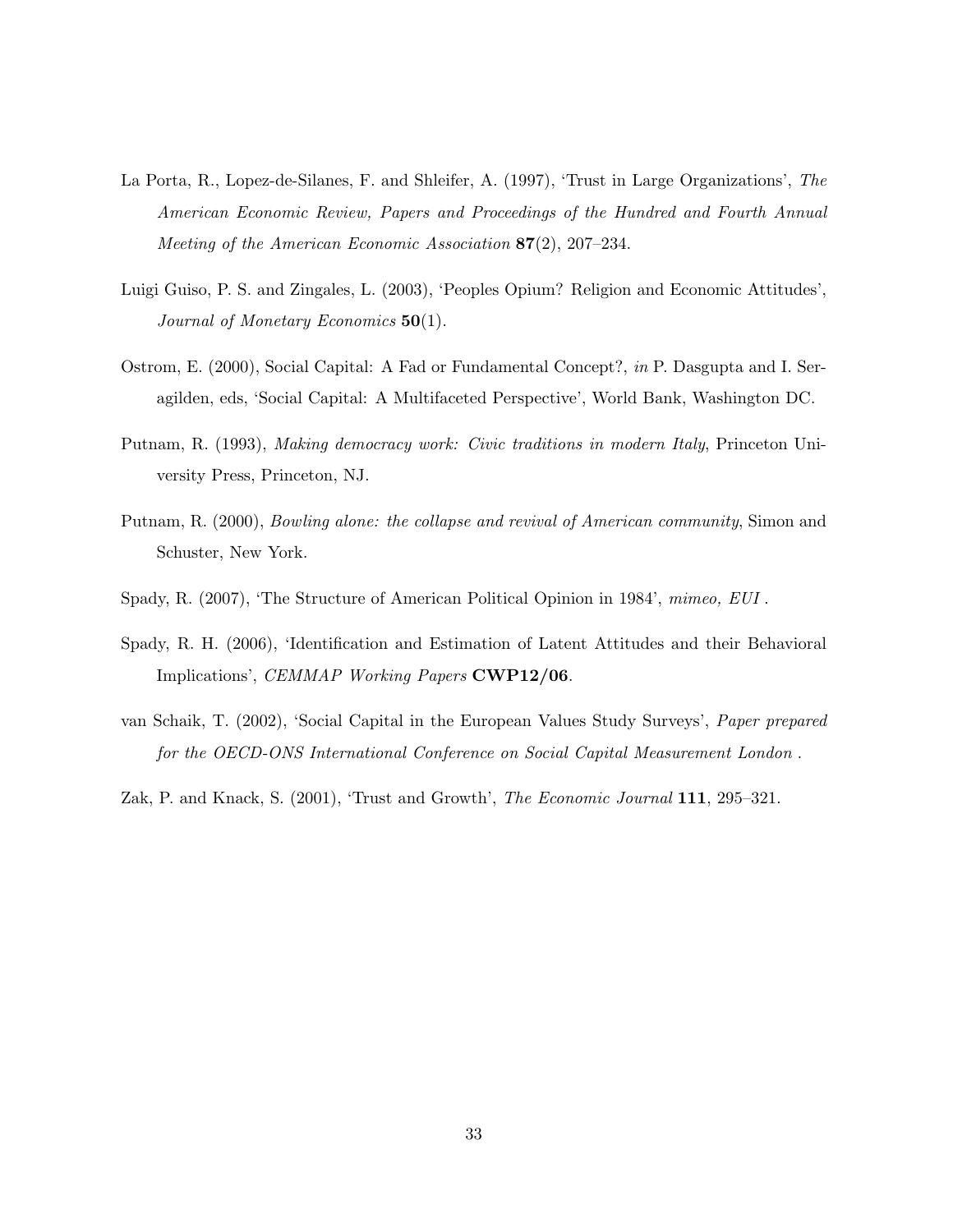La Porta, R., Lopez-de-Silanes, F. and Shleifer, A. (1997), 'Trust in Large Organizations', *The American Economic Review, Papers and Proceedings of the Hundred and Fourth Annual Meeting of the American Economic Association* **87**(2), 207–234.

Luigi Guiso, P. S. and Zingales, L. (2003), 'Peoples Opium? Religion and Economic Attitudes', *Journal of Monetary Economics* **50**(1).

Ostrom, E. (2000), Social Capital: A Fad or Fundamental Concept?, *in* P. Dasgupta and I. Seragilden, eds, 'Social Capital: A Multifaceted Perspective', World Bank, Washington DC.

Putnam, R. (1993), *Making democracy work: Civic traditions in modern Italy*, Princeton University Press, Princeton, NJ.

Putnam, R. (2000), *Bowling alone: the collapse and revival of American community*, Simon and Schuster, New York.

Spady, R. (2007), 'The Structure of American Political Opinion in 1984', *mimeo, EUI* .

Spady, R. H. (2006), 'Identification and Estimation of Latent Attitudes and their Behavioral Implications', *CEMMAP Working Papers* **CWP12/06**.

van Schaik, T. (2002), 'Social Capital in the European Values Study Surveys', *Paper prepared for the OECD-ONS International Conference on Social Capital Measurement London* .

Zak, P. and Knack, S. (2001), 'Trust and Growth', *The Economic Journal* **111**, 295–321.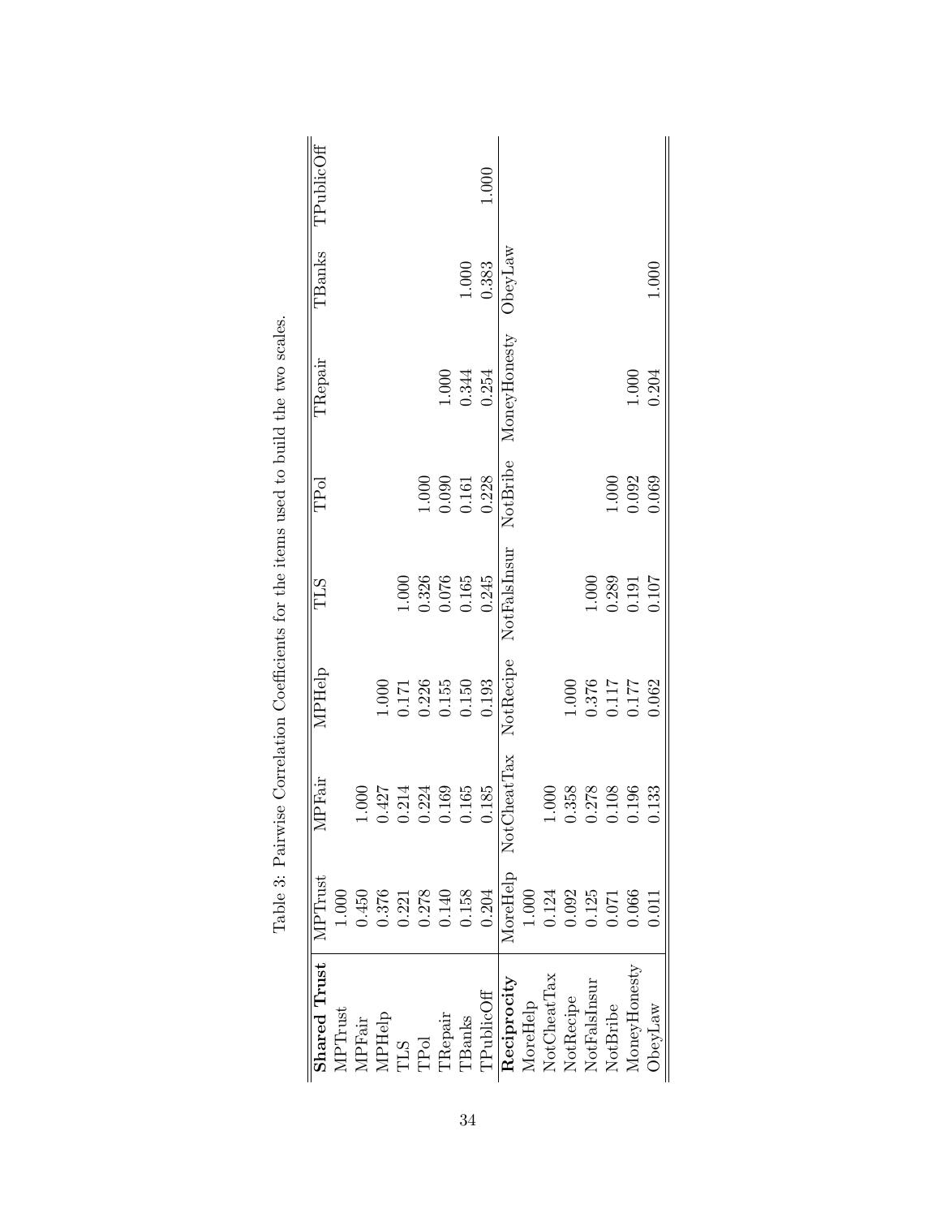Table 3: Pairwise Correlation Coefficients for the items used to build the two scales.

| **Shared Trust** | MPTrust | MPFair | MPHelp | TLS | TPol | TRepair | TBanks | TPublicOff |
|---|---|---|---|---|---|---|---|---|
| MPTrust | 1.000 | | | | | | | |
| MPFair | 0.450 | 1.000 | | | | | | |
| MPHelp | 0.376 | 0.427 | 1.000 | | | | | |
| TLS | 0.221 | 0.214 | 0.171 | 1.000 | | | | |
| TPol | 0.278 | 0.224 | 0.226 | 0.326 | 1.000 | | | |
| TRepair | 0.140 | 0.169 | 0.155 | 0.076 | 0.090 | 1.000 | | |
| TBanks | 0.158 | 0.165 | 0.150 | 0.165 | 0.161 | 0.344 | 1.000 | |
| TPublicOff | 0.204 | 0.185 | 0.193 | 0.245 | 0.228 | 0.254 | 0.383 | 1.000 |
| **Reciprocity** | MoreHelp | NotCheatTax | NotRecipe | NotFalsInsur | NotBribe | MoneyHonesty | ObeyLaw | |
| MoreHelp | 1.000 | | | | | | | |
| NotCheatTax | 0.124 | 1.000 | | | | | | |
| NotRecipe | 0.092 | 0.358 | 1.000 | | | | | |
| NotFalsInsur | 0.125 | 0.278 | 0.376 | 1.000 | | | | |
| NotBribe | 0.071 | 0.108 | 0.117 | 0.289 | 1.000 | | | |
| MoneyHonesty | 0.066 | 0.196 | 0.177 | 0.191 | 0.092 | 1.000 | | |
| ObeyLaw | 0.011 | 0.133 | 0.062 | 0.107 | 0.069 | 0.204 | 1.000 | |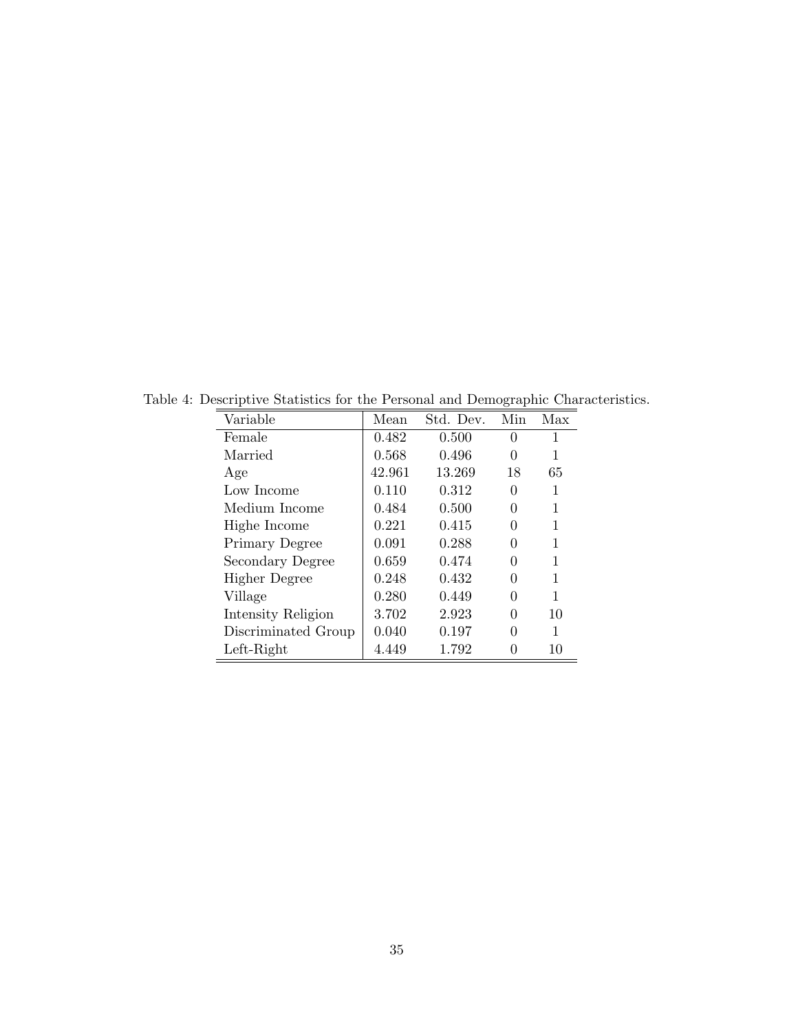Table 4: Descriptive Statistics for the Personal and Demographic Characteristics.

| Variable | Mean | Std. Dev. | Min | Max |
|---|---|---|---|---|
| Female | 0.482 | 0.500 | 0 | 1 |
| Married | 0.568 | 0.496 | 0 | 1 |
| Age | 42.961 | 13.269 | 18 | 65 |
| Low Income | 0.110 | 0.312 | 0 | 1 |
| Medium Income | 0.484 | 0.500 | 0 | 1 |
| Highe Income | 0.221 | 0.415 | 0 | 1 |
| Primary Degree | 0.091 | 0.288 | 0 | 1 |
| Secondary Degree | 0.659 | 0.474 | 0 | 1 |
| Higher Degree | 0.248 | 0.432 | 0 | 1 |
| Village | 0.280 | 0.449 | 0 | 1 |
| Intensity Religion | 3.702 | 2.923 | 0 | 10 |
| Discriminated Group | 0.040 | 0.197 | 0 | 1 |
| Left-Right | 4.449 | 1.792 | 0 | 10 |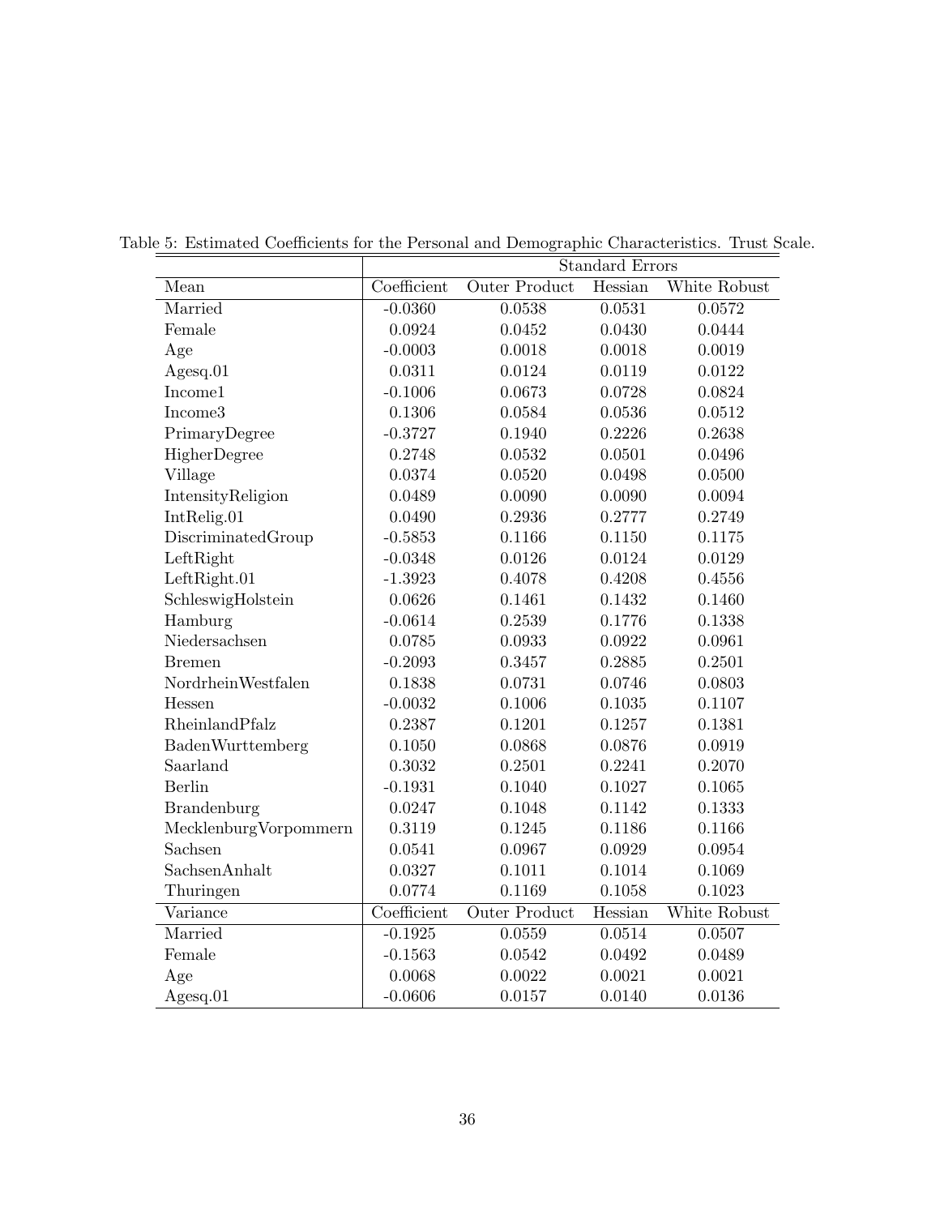Table 5: Estimated Coefficients for the Personal and Demographic Characteristics. Trust Scale.

| | | Standard Errors | | |
|---|---|---|---|---|
| Mean | Coefficient | Outer Product | Hessian | White Robust |
| Married | -0.0360 | 0.0538 | 0.0531 | 0.0572 |
| Female | 0.0924 | 0.0452 | 0.0430 | 0.0444 |
| Age | -0.0003 | 0.0018 | 0.0018 | 0.0019 |
| Agesq.01 | 0.0311 | 0.0124 | 0.0119 | 0.0122 |
| Income1 | -0.1006 | 0.0673 | 0.0728 | 0.0824 |
| Income3 | 0.1306 | 0.0584 | 0.0536 | 0.0512 |
| PrimaryDegree | -0.3727 | 0.1940 | 0.2226 | 0.2638 |
| HigherDegree | 0.2748 | 0.0532 | 0.0501 | 0.0496 |
| Village | 0.0374 | 0.0520 | 0.0498 | 0.0500 |
| IntensityReligion | 0.0489 | 0.0090 | 0.0090 | 0.0094 |
| IntRelig.01 | 0.0490 | 0.2936 | 0.2777 | 0.2749 |
| DiscriminatedGroup | -0.5853 | 0.1166 | 0.1150 | 0.1175 |
| LeftRight | -0.0348 | 0.0126 | 0.0124 | 0.0129 |
| LeftRight.01 | -1.3923 | 0.4078 | 0.4208 | 0.4556 |
| SchleswigHolstein | 0.0626 | 0.1461 | 0.1432 | 0.1460 |
| Hamburg | -0.0614 | 0.2539 | 0.1776 | 0.1338 |
| Niedersachsen | 0.0785 | 0.0933 | 0.0922 | 0.0961 |
| Bremen | -0.2093 | 0.3457 | 0.2885 | 0.2501 |
| NordrheinWestfalen | 0.1838 | 0.0731 | 0.0746 | 0.0803 |
| Hessen | -0.0032 | 0.1006 | 0.1035 | 0.1107 |
| RheinlandPfalz | 0.2387 | 0.1201 | 0.1257 | 0.1381 |
| BadenWurttemberg | 0.1050 | 0.0868 | 0.0876 | 0.0919 |
| Saarland | 0.3032 | 0.2501 | 0.2241 | 0.2070 |
| Berlin | -0.1931 | 0.1040 | 0.1027 | 0.1065 |
| Brandenburg | 0.0247 | 0.1048 | 0.1142 | 0.1333 |
| MecklenburgVorpommern | 0.3119 | 0.1245 | 0.1186 | 0.1166 |
| Sachsen | 0.0541 | 0.0967 | 0.0929 | 0.0954 |
| SachsenAnhalt | 0.0327 | 0.1011 | 0.1014 | 0.1069 |
| Thuringen | 0.0774 | 0.1169 | 0.1058 | 0.1023 |
| Variance | Coefficient | Outer Product | Hessian | White Robust |
| Married | -0.1925 | 0.0559 | 0.0514 | 0.0507 |
| Female | -0.1563 | 0.0542 | 0.0492 | 0.0489 |
| Age | 0.0068 | 0.0022 | 0.0021 | 0.0021 |
| Agesq.01 | -0.0606 | 0.0157 | 0.0140 | 0.0136 |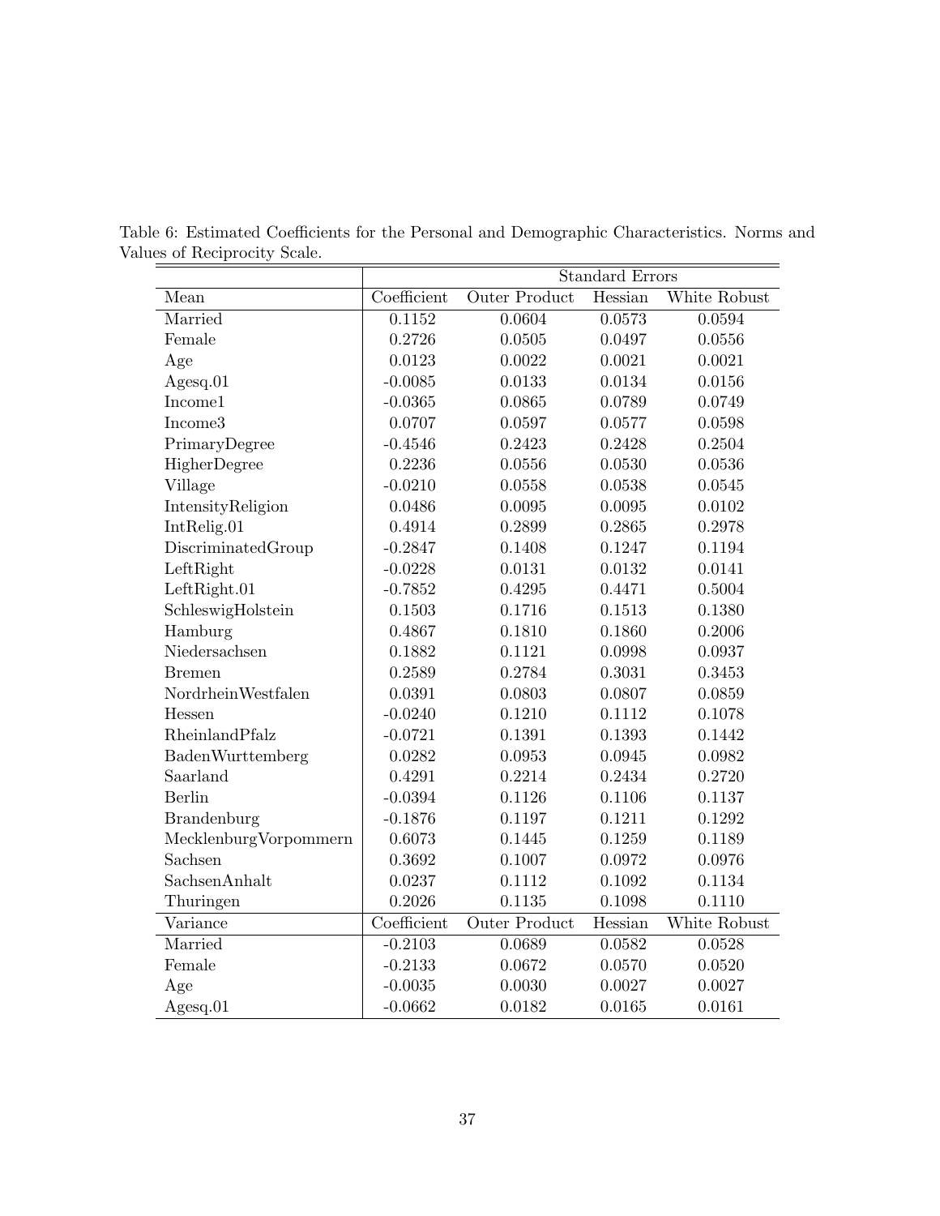Table 6: Estimated Coefficients for the Personal and Demographic Characteristics. Norms and Values of Reciprocity Scale.

| | | Standard Errors | | |
|---|---|---|---|---|
| Mean | Coefficient | Outer Product | Hessian | White Robust |
| Married | 0.1152 | 0.0604 | 0.0573 | 0.0594 |
| Female | 0.2726 | 0.0505 | 0.0497 | 0.0556 |
| Age | 0.0123 | 0.0022 | 0.0021 | 0.0021 |
| Agesq.01 | -0.0085 | 0.0133 | 0.0134 | 0.0156 |
| Income1 | -0.0365 | 0.0865 | 0.0789 | 0.0749 |
| Income3 | 0.0707 | 0.0597 | 0.0577 | 0.0598 |
| PrimaryDegree | -0.4546 | 0.2423 | 0.2428 | 0.2504 |
| HigherDegree | 0.2236 | 0.0556 | 0.0530 | 0.0536 |
| Village | -0.0210 | 0.0558 | 0.0538 | 0.0545 |
| IntensityReligion | 0.0486 | 0.0095 | 0.0095 | 0.0102 |
| IntRelig.01 | 0.4914 | 0.2899 | 0.2865 | 0.2978 |
| DiscriminatedGroup | -0.2847 | 0.1408 | 0.1247 | 0.1194 |
| LeftRight | -0.0228 | 0.0131 | 0.0132 | 0.0141 |
| LeftRight.01 | -0.7852 | 0.4295 | 0.4471 | 0.5004 |
| SchleswigHolstein | 0.1503 | 0.1716 | 0.1513 | 0.1380 |
| Hamburg | 0.4867 | 0.1810 | 0.1860 | 0.2006 |
| Niedersachsen | 0.1882 | 0.1121 | 0.0998 | 0.0937 |
| Bremen | 0.2589 | 0.2784 | 0.3031 | 0.3453 |
| NordrheinWestfalen | 0.0391 | 0.0803 | 0.0807 | 0.0859 |
| Hessen | -0.0240 | 0.1210 | 0.1112 | 0.1078 |
| RheinlandPfalz | -0.0721 | 0.1391 | 0.1393 | 0.1442 |
| BadenWurttemberg | 0.0282 | 0.0953 | 0.0945 | 0.0982 |
| Saarland | 0.4291 | 0.2214 | 0.2434 | 0.2720 |
| Berlin | -0.0394 | 0.1126 | 0.1106 | 0.1137 |
| Brandenburg | -0.1876 | 0.1197 | 0.1211 | 0.1292 |
| MecklenburgVorpommern | 0.6073 | 0.1445 | 0.1259 | 0.1189 |
| Sachsen | 0.3692 | 0.1007 | 0.0972 | 0.0976 |
| SachsenAnhalt | 0.0237 | 0.1112 | 0.1092 | 0.1134 |
| Thuringen | 0.2026 | 0.1135 | 0.1098 | 0.1110 |
| Variance | Coefficient | Outer Product | Hessian | White Robust |
| Married | -0.2103 | 0.0689 | 0.0582 | 0.0528 |
| Female | -0.2133 | 0.0672 | 0.0570 | 0.0520 |
| Age | -0.0035 | 0.0030 | 0.0027 | 0.0027 |
| Agesq.01 | -0.0662 | 0.0182 | 0.0165 | 0.0161 |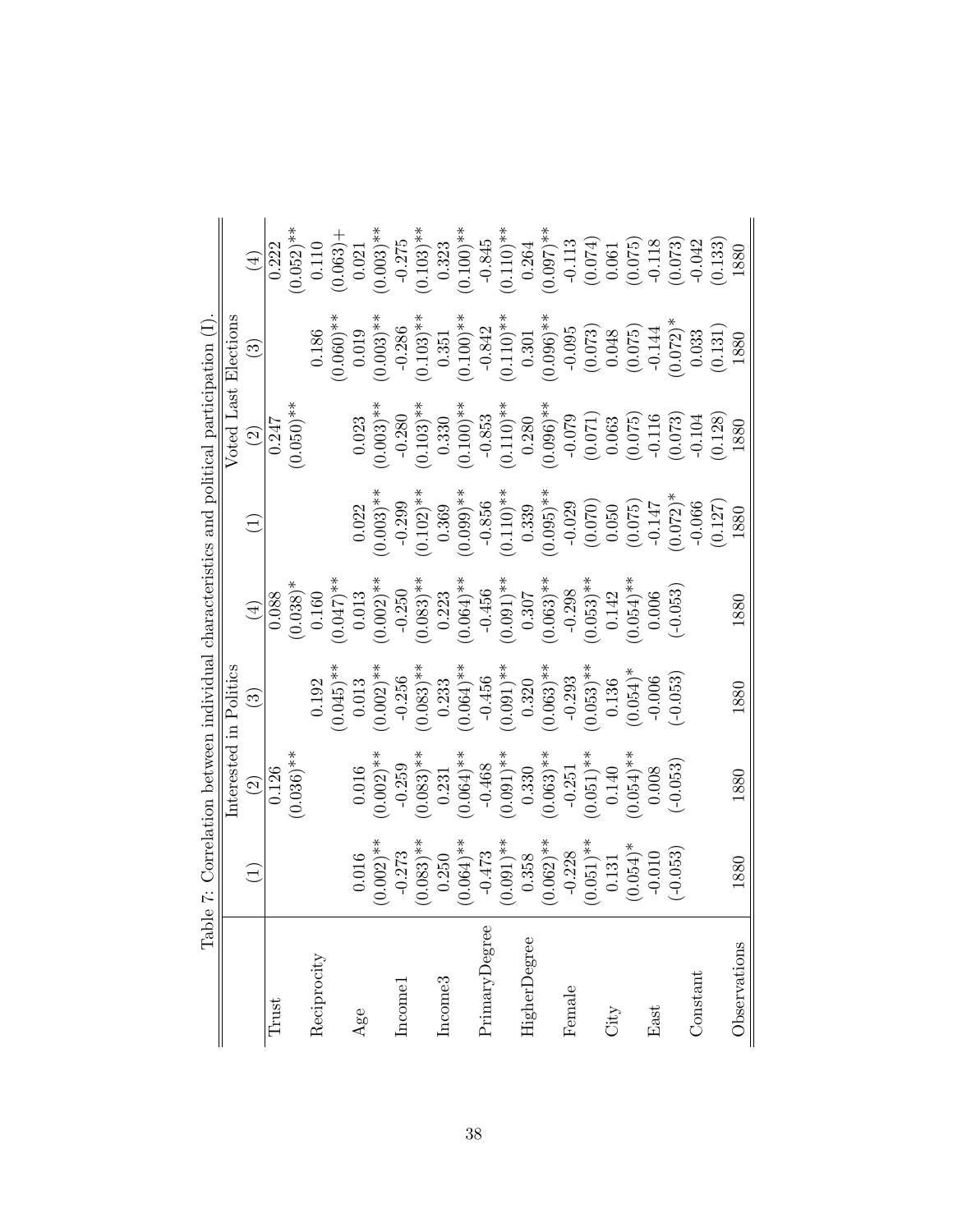Table 7: Correlation between individual characteristics and political participation (I).

| | Interested in Politics | | | | Voted Last Elections | | | |
|---|---|---|---|---|---|---|---|---|
| | (1) | (2) | (3) | (4) | (1) | (2) | (3) | (4) |
| Trust | | 0.126 | | 0.088 | | 0.247 | | 0.222 |
| | | (0.036)** | | (0.038)* | | (0.050)** | | (0.052)** |
| Reciprocity | | | 0.192 | 0.160 | | | 0.186 | 0.110 |
| | | | (0.045)** | (0.047)** | | | (0.060)** | (0.063)+ |
| Age | 0.016 | 0.016 | 0.013 | 0.013 | 0.022 | 0.023 | 0.019 | 0.021 |
| | (0.002)** | (0.002)** | (0.002)** | (0.002)** | (0.003)** | (0.003)** | (0.003)** | (0.003)** |
| Income1 | -0.273 | -0.259 | -0.256 | -0.250 | -0.299 | -0.280 | -0.286 | -0.275 |
| | (0.083)** | (0.083)** | (0.083)** | (0.083)** | (0.102)** | (0.103)** | (0.103)** | (0.103)** |
| Income3 | 0.250 | 0.231 | 0.233 | 0.223 | 0.369 | 0.330 | 0.351 | 0.323 |
| | (0.064)** | (0.064)** | (0.064)** | (0.064)** | (0.099)** | (0.100)** | (0.100)** | (0.100)** |
| PrimaryDegree | -0.473 | -0.468 | -0.456 | -0.456 | -0.856 | -0.853 | -0.842 | -0.845 |
| | (0.091)** | (0.091)** | (0.091)** | (0.091)** | (0.110)** | (0.110)** | (0.110)** | (0.110)** |
| HigherDegree | 0.358 | 0.330 | 0.320 | 0.307 | 0.339 | 0.280 | 0.301 | 0.264 |
| | (0.062)** | (0.063)** | (0.063)** | (0.063)** | (0.095)** | (0.096)** | (0.096)** | (0.097)** |
| Female | -0.228 | -0.251 | -0.293 | -0.298 | -0.029 | -0.079 | -0.095 | -0.113 |
| | (0.051)** | (0.051)** | (0.053)** | (0.053)** | (0.070) | (0.071) | (0.073) | (0.074) |
| City | 0.131 | 0.140 | 0.136 | 0.142 | 0.050 | 0.063 | 0.048 | 0.061 |
| | (0.054)* | (0.054)** | (0.054)* | (0.054)** | (0.075) | (0.075) | (0.075) | (0.075) |
| East | -0.010 | 0.008 | -0.006 | 0.006 | -0.147 | -0.116 | -0.144 | -0.118 |
| | (-0.053) | (-0.053) | (-0.053) | (-0.053) | (0.072)* | (0.073) | (0.072)* | (0.073) |
| Constant | | | | | -0.066 | -0.104 | 0.033 | -0.042 |
| | | | | | (0.127) | (0.128) | (0.131) | (0.133) |
| Observations | 1880 | 1880 | 1880 | 1880 | 1880 | 1880 | 1880 | 1880 |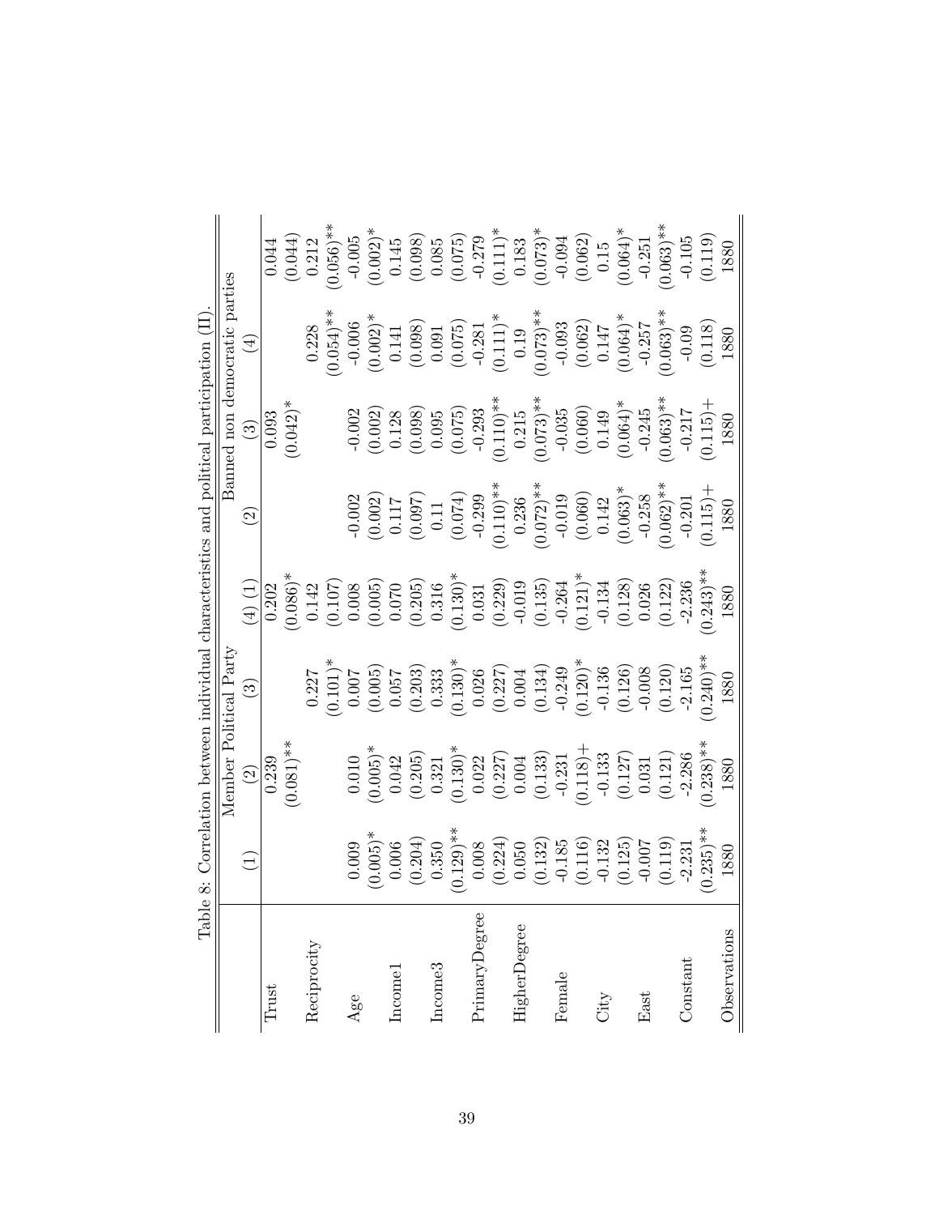Table 8: Correlation between individual characteristics and political participation (II).

| | Member Political Party | | | | Banned non democratic parties | | |
|---|---|---|---|---|---|---|---|
| | (1) | (2) | (3) | (4) (1) | (2) | (3) | (4) |
| Trust | | 0.239 | | 0.202 | | 0.093 | | 0.044 |
| | | (0.081)** | | (0.086)* | | (0.042)* | | (0.044) |
| Reciprocity | | | 0.227 | 0.142 | | | 0.228 | 0.212 |
| | | | (0.101)* | (0.107) | | | (0.054)** | (0.056)** |
| Age | 0.009 | 0.010 | 0.007 | 0.008 | -0.002 | -0.002 | -0.006 | -0.005 |
| | (0.005)* | (0.005)* | (0.005) | (0.005) | (0.002) | (0.002) | (0.002)* | (0.002)* |
| Income1 | 0.006 | 0.042 | 0.057 | 0.070 | 0.117 | 0.128 | 0.141 | 0.145 |
| | (0.204) | (0.205) | (0.203) | (0.205) | (0.097) | (0.098) | (0.098) | (0.098) |
| Income3 | 0.350 | 0.321 | 0.333 | 0.316 | 0.11 | 0.095 | 0.091 | 0.085 |
| | (0.129)** | (0.130)* | (0.130)* | (0.130)* | (0.074) | (0.075) | (0.075) | (0.075) |
| PrimaryDegree | 0.008 | 0.022 | 0.026 | 0.031 | -0.299 | -0.293 | -0.281 | -0.279 |
| | (0.224) | (0.227) | (0.227) | (0.229) | (0.110)** | (0.110)** | (0.111)* | (0.111)* |
| HigherDegree | 0.050 | 0.004 | 0.004 | -0.019 | 0.236 | 0.215 | 0.19 | 0.183 |
| | (0.132) | (0.133) | (0.134) | (0.135) | (0.072)** | (0.073)** | (0.073)** | (0.073)* |
| Female | -0.185 | -0.231 | -0.249 | -0.264 | -0.019 | -0.035 | -0.093 | -0.094 |
| | (0.116) | (0.118)+ | (0.120)* | (0.121)* | (0.060) | (0.060) | (0.062) | (0.062) |
| City | -0.132 | -0.133 | -0.136 | -0.134 | 0.142 | 0.149 | 0.147 | 0.15 |
| | (0.125) | (0.127) | (0.126) | (0.128) | (0.063)* | (0.064)* | (0.064)* | (0.064)* |
| East | -0.007 | 0.031 | -0.008 | 0.026 | -0.258 | -0.245 | -0.257 | -0.251 |
| | (0.119) | (0.121) | (0.120) | (0.122) | (0.062)** | (0.063)** | (0.063)** | (0.063)** |
| Constant | -2.231 | -2.286 | -2.165 | -2.236 | -0.201 | -0.217 | -0.09 | -0.105 |
| | (0.235)** | (0.238)** | (0.240)** | (0.243)** | (0.115)+ | (0.115)+ | (0.118) | (0.119) |
| Observations | 1880 | 1880 | 1880 | 1880 | 1880 | 1880 | 1880 | 1880 |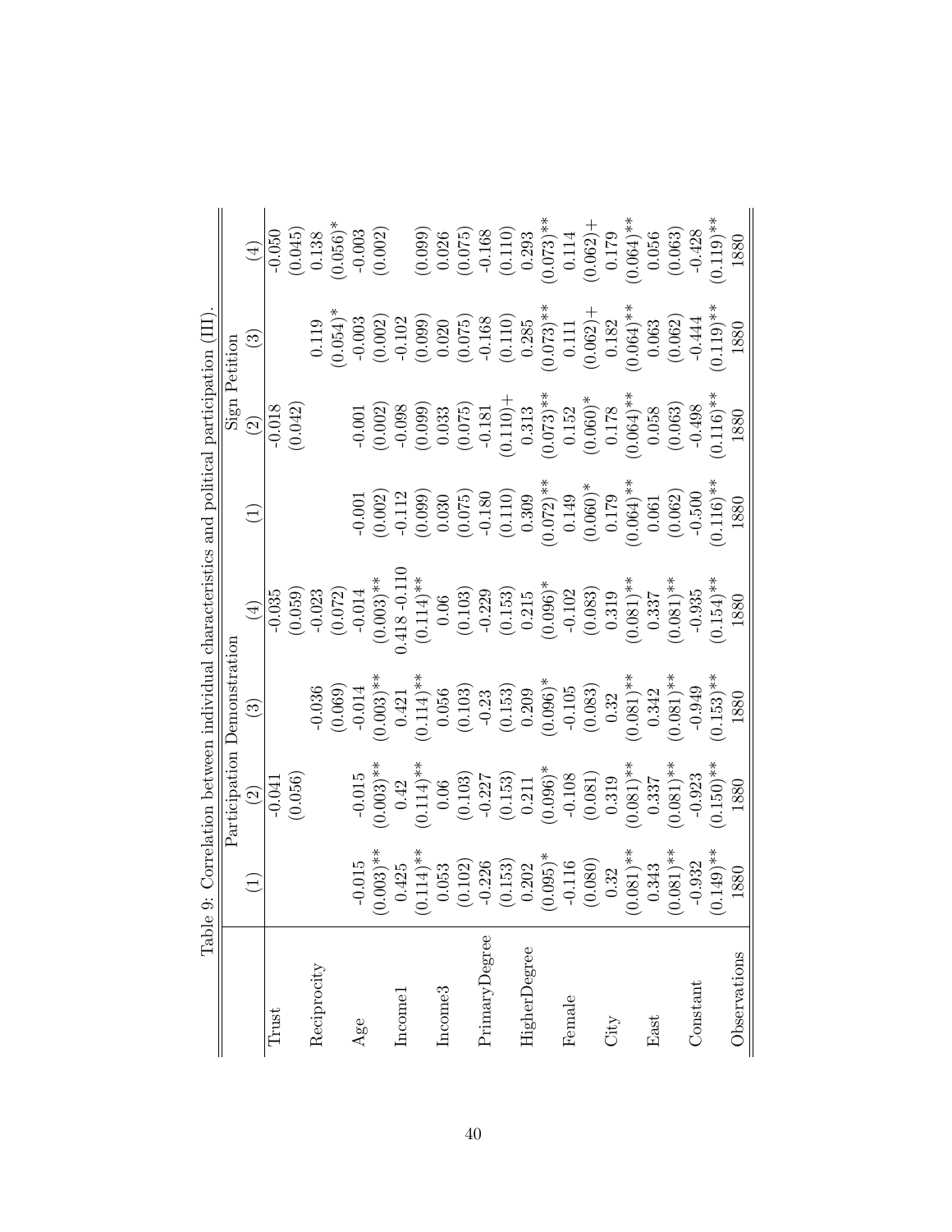Table 9: Correlation between individual characteristics and political participation (III).

| | Participation Demonstration | | | | Sign Petition | | | |
|---|---|---|---|---|---|---|---|---|
| | (1) | (2) | (3) | (4) | (1) | (2) | (3) | (4) |
| Trust | | -0.041 | | -0.035 | | -0.018 | | -0.050 |
| | | (0.056) | | (0.059) | | (0.042) | | (0.045) |
| Reciprocity | | | -0.036 | -0.023 | | | 0.119 | 0.138 |
| | | | (0.069) | (0.072) | | | (0.054)* | (0.056)* |
| Age | -0.015 | -0.015 | -0.014 | -0.014 | -0.001 | -0.001 | -0.003 | -0.003 |
| | (0.003)** | (0.003)** | (0.003)** | (0.003)** | (0.002) | (0.002) | (0.002) | (0.002) |
| Income1 | 0.425 | 0.42 | 0.421 | 0.418 -0.110 | -0.112 | -0.098 | -0.102 | |
| | (0.114)** | (0.114)** | (0.114)** | (0.114)** | (0.099) | (0.099) | (0.099) | (0.099) |
| Income3 | 0.053 | 0.06 | 0.056 | 0.06 | 0.030 | 0.033 | 0.020 | 0.026 |
| | (0.102) | (0.103) | (0.103) | (0.103) | (0.075) | (0.075) | (0.075) | (0.075) |
| PrimaryDegree | -0.226 | -0.227 | -0.23 | -0.229 | -0.180 | -0.181 | -0.168 | -0.168 |
| | (0.153) | (0.153) | (0.153) | (0.153) | (0.110) | (0.110)+ | (0.110) | (0.110) |
| HigherDegree | 0.202 | 0.211 | 0.209 | 0.215 | 0.309 | 0.313 | 0.285 | 0.293 |
| | (0.095)* | (0.096)* | (0.096)* | (0.096)* | (0.072)** | (0.073)** | (0.073)** | (0.073)** |
| Female | -0.116 | -0.108 | -0.105 | -0.102 | 0.149 | 0.152 | 0.111 | 0.114 |
| | (0.080) | (0.081) | (0.083) | (0.083) | (0.060)* | (0.060)* | (0.062)+ | (0.062)+ |
| City | 0.32 | 0.319 | 0.32 | 0.319 | 0.179 | 0.178 | 0.182 | 0.179 |
| | (0.081)** | (0.081)** | (0.081)** | (0.081)** | (0.064)** | (0.064)** | (0.064)** | (0.064)** |
| East | 0.343 | 0.337 | 0.342 | 0.337 | 0.061 | 0.058 | 0.063 | 0.056 |
| | (0.081)** | (0.081)** | (0.081)** | (0.081)** | (0.062) | (0.063) | (0.062) | (0.063) |
| Constant | -0.932 | -0.923 | -0.949 | -0.935 | -0.500 | -0.498 | -0.444 | -0.428 |
| | (0.149)** | (0.150)** | (0.153)** | (0.154)** | (0.116)** | (0.116)** | (0.119)** | (0.119)** |
| Observations | 1880 | 1880 | 1880 | 1880 | 1880 | 1880 | 1880 | 1880 |